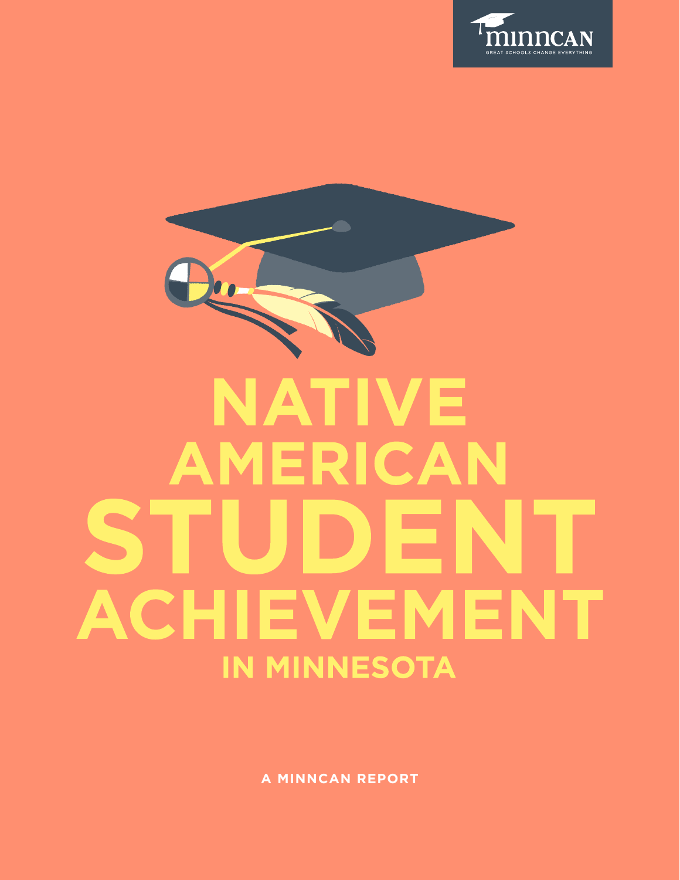minncan

GREAT SCHOOLS CHANGE EVERYTHING

# NATIVE AMERICAN STUDENT ACHIEVEMENT IN MINNESOTA

**A MINNCAN REPORT**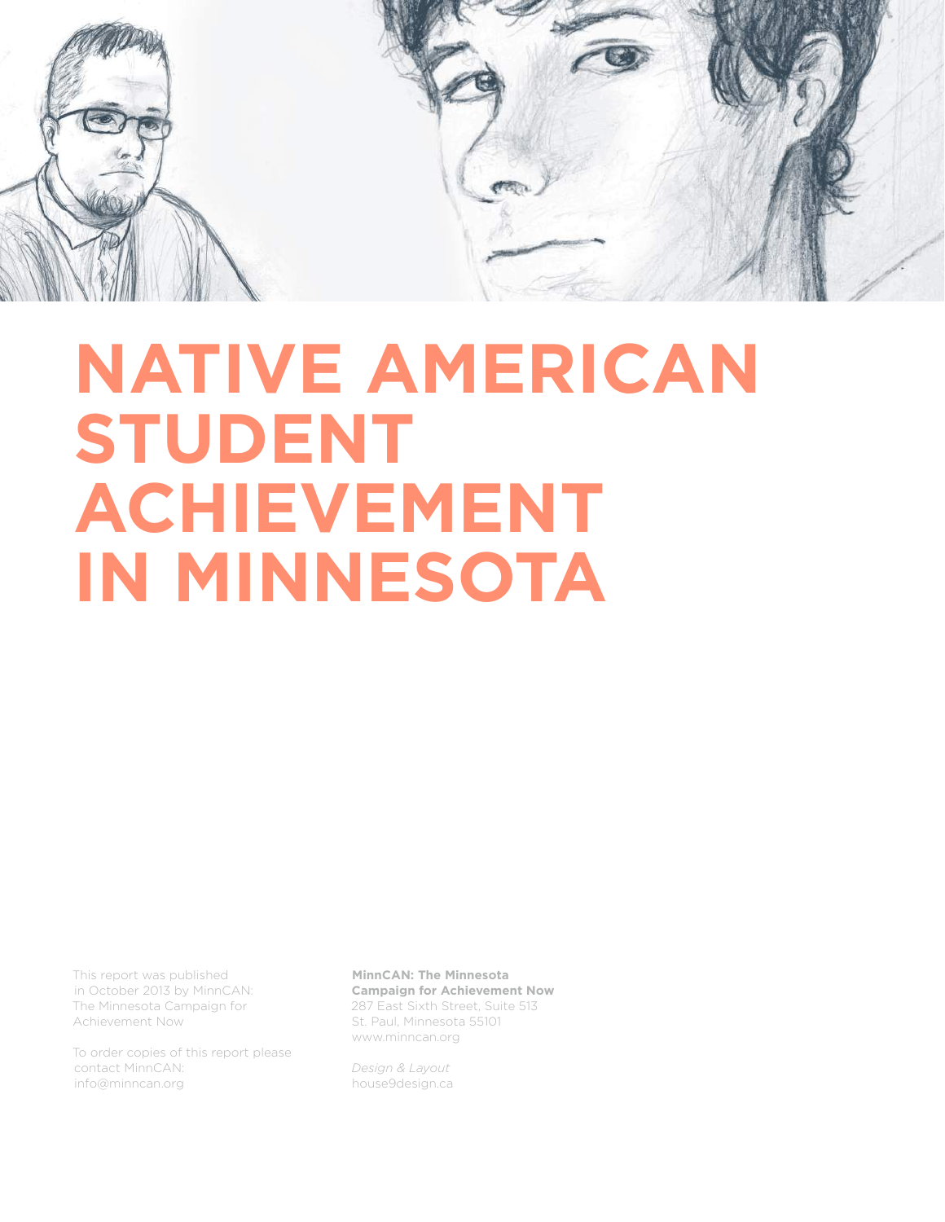# NATIVE AMERICAN STUDENT ACHIEVEMENT IN MINNESOTA

This report was published in October 2013 by MinnCAN: The Minnesota Campaign for Achievement Now

To order copies of this report please contact MinnCAN: info@minncan.org

**MinnCAN: The Minnesota Campaign for Achievement Now**
287 East Sixth Street, Suite 513
St. Paul, Minnesota 55101
www.minncan.org

*Design & Layout*
house9design.ca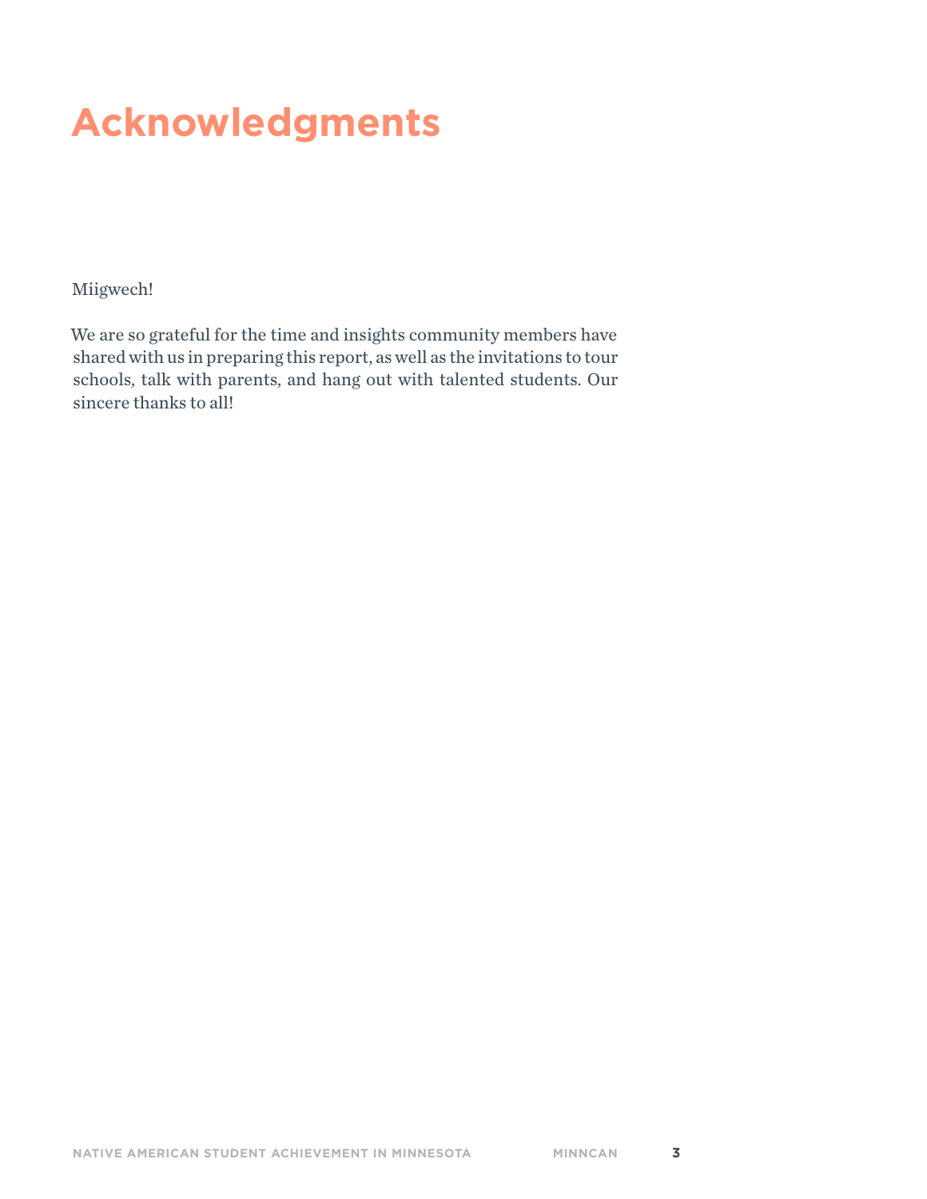# Acknowledgments

Miigwech!

We are so grateful for the time and insights community members have shared with us in preparing this report, as well as the invitations to tour schools, talk with parents, and hang out with talented students. Our sincere thanks to all!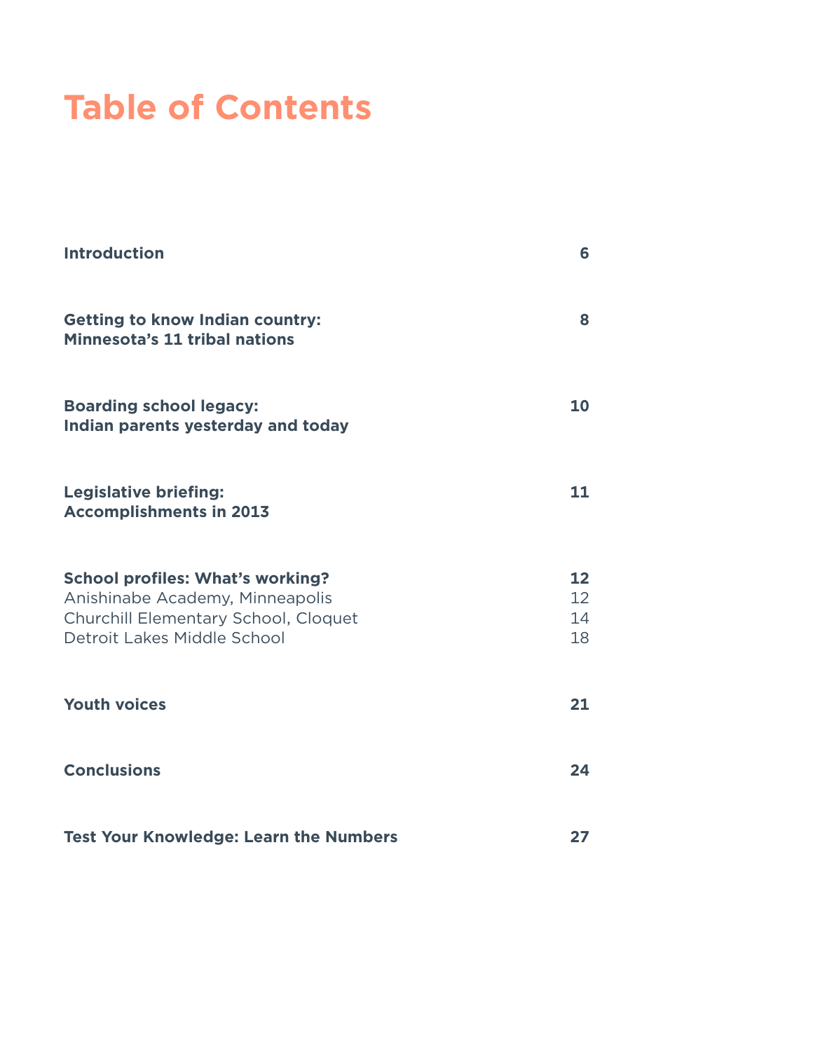# Table of Contents

| | |
|---|---|
| **Introduction** | **6** |
| **Getting to know Indian country: Minnesota's 11 tribal nations** | **8** |
| **Boarding school legacy: Indian parents yesterday and today** | **10** |
| **Legislative briefing: Accomplishments in 2013** | **11** |
| **School profiles: What's working?** | **12** |
| Anishinabe Academy, Minneapolis | 12 |
| Churchill Elementary School, Cloquet | 14 |
| Detroit Lakes Middle School | 18 |
| **Youth voices** | **21** |
| **Conclusions** | **24** |
| **Test Your Knowledge: Learn the Numbers** | **27** |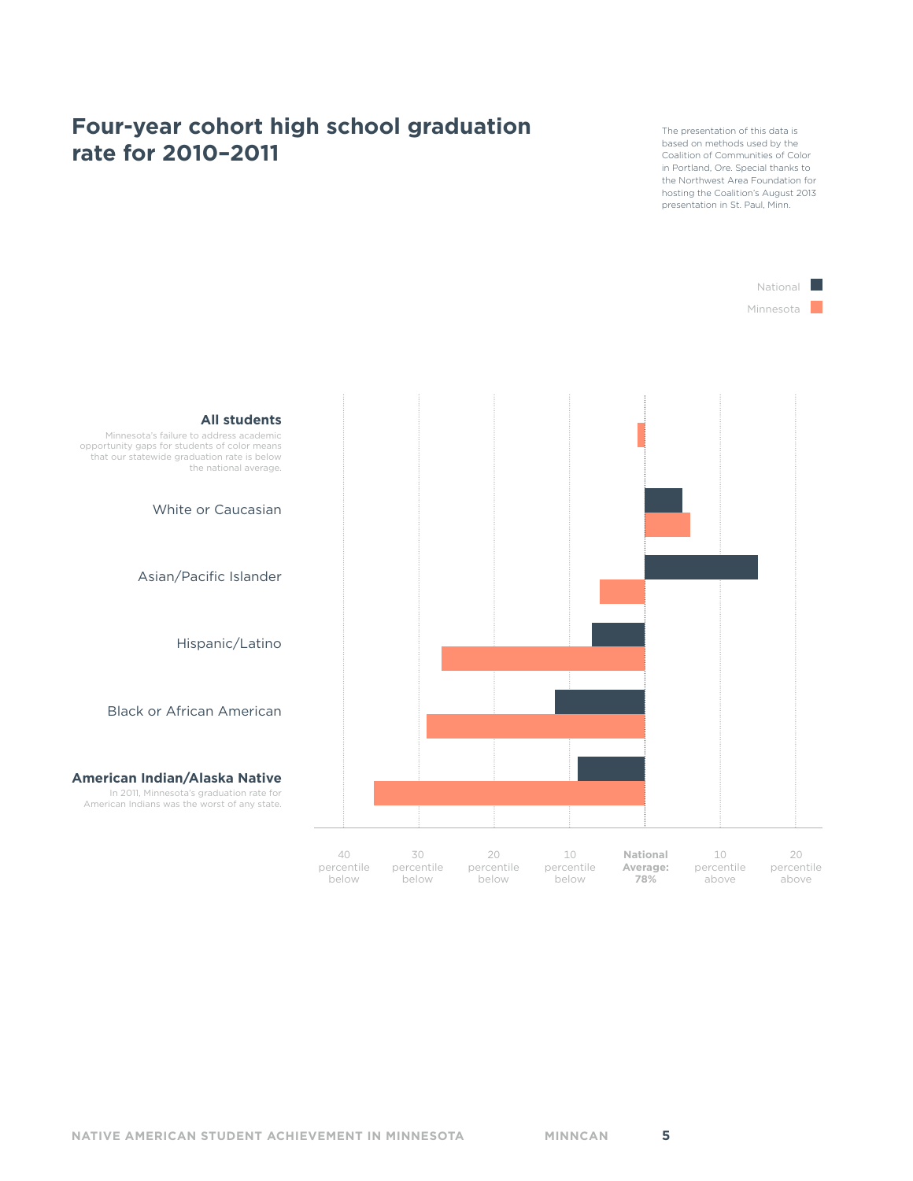# Four-year cohort high school graduation rate for 2010–2011

The presentation of this data is based on methods used by the Coalition of Communities of Color in Portland, Ore. Special thanks to the Northwest Area Foundation for hosting the Coalition's August 2013 presentation in St. Paul, Minn.

National

Minnesota

**All students**

Minnesota's failure to address academic opportunity gaps for students of color means that our statewide graduation rate is below the national average.

White or Caucasian

Asian/Pacific Islander

Hispanic/Latino

Black or African American

**American Indian/Alaska Native**

In 2011, Minnesota's graduation rate for American Indians was the worst of any state.

40 percentile below | 30 percentile below | 20 percentile below | 10 percentile below | **National Average: 78%** | 10 percentile above | 20 percentile above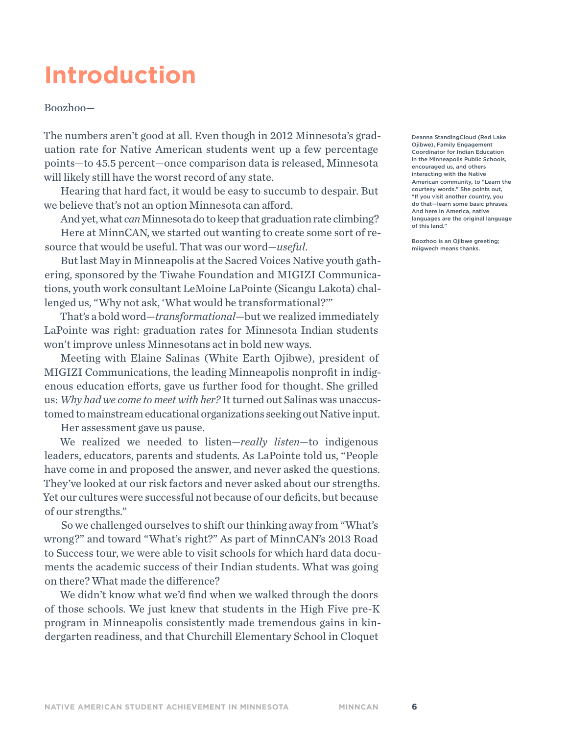# Introduction

Boozhoo—

The numbers aren't good at all. Even though in 2012 Minnesota's graduation rate for Native American students went up a few percentage points—to 45.5 percent—once comparison data is released, Minnesota will likely still have the worst record of any state.

Hearing that hard fact, it would be easy to succumb to despair. But we believe that's not an option Minnesota can afford.

And yet, what *can* Minnesota do to keep that graduation rate climbing?

Here at MinnCAN, we started out wanting to create some sort of resource that would be useful. That was our word—*useful*.

But last May in Minneapolis at the Sacred Voices Native youth gathering, sponsored by the Tiwahe Foundation and MIGIZI Communications, youth work consultant LeMoine LaPointe (Sicangu Lakota) challenged us, "Why not ask, 'What would be transformational?'"

That's a bold word—*transformational*—but we realized immediately LaPointe was right: graduation rates for Minnesota Indian students won't improve unless Minnesotans act in bold new ways.

Meeting with Elaine Salinas (White Earth Ojibwe), president of MIGIZI Communications, the leading Minneapolis nonprofit in indigenous education efforts, gave us further food for thought. She grilled us: *Why had we come to meet with her?* It turned out Salinas was unaccustomed to mainstream educational organizations seeking out Native input.

Her assessment gave us pause.

We realized we needed to listen—*really listen*—to indigenous leaders, educators, parents and students. As LaPointe told us, "People have come in and proposed the answer, and never asked the questions. They've looked at our risk factors and never asked about our strengths. Yet our cultures were successful not because of our deficits, but because of our strengths."

So we challenged ourselves to shift our thinking away from "What's wrong?" and toward "What's right?" As part of MinnCAN's 2013 Road to Success tour, we were able to visit schools for which hard data documents the academic success of their Indian students. What was going on there? What made the difference?

We didn't know what we'd find when we walked through the doors of those schools. We just knew that students in the High Five pre-K program in Minneapolis consistently made tremendous gains in kindergarten readiness, and that Churchill Elementary School in Cloquet

Deanna StandingCloud (Red Lake Ojibwe), Family Engagement Coordinator for Indian Education in the Minneapolis Public Schools, encouraged us, and others interacting with the Native American community, to "Learn the courtesy words." She points out, "If you visit another country, you do that—learn some basic phrases. And here in America, native languages are the original language of this land."

Boozhoo is an Ojibwe greeting; miigwech means thanks.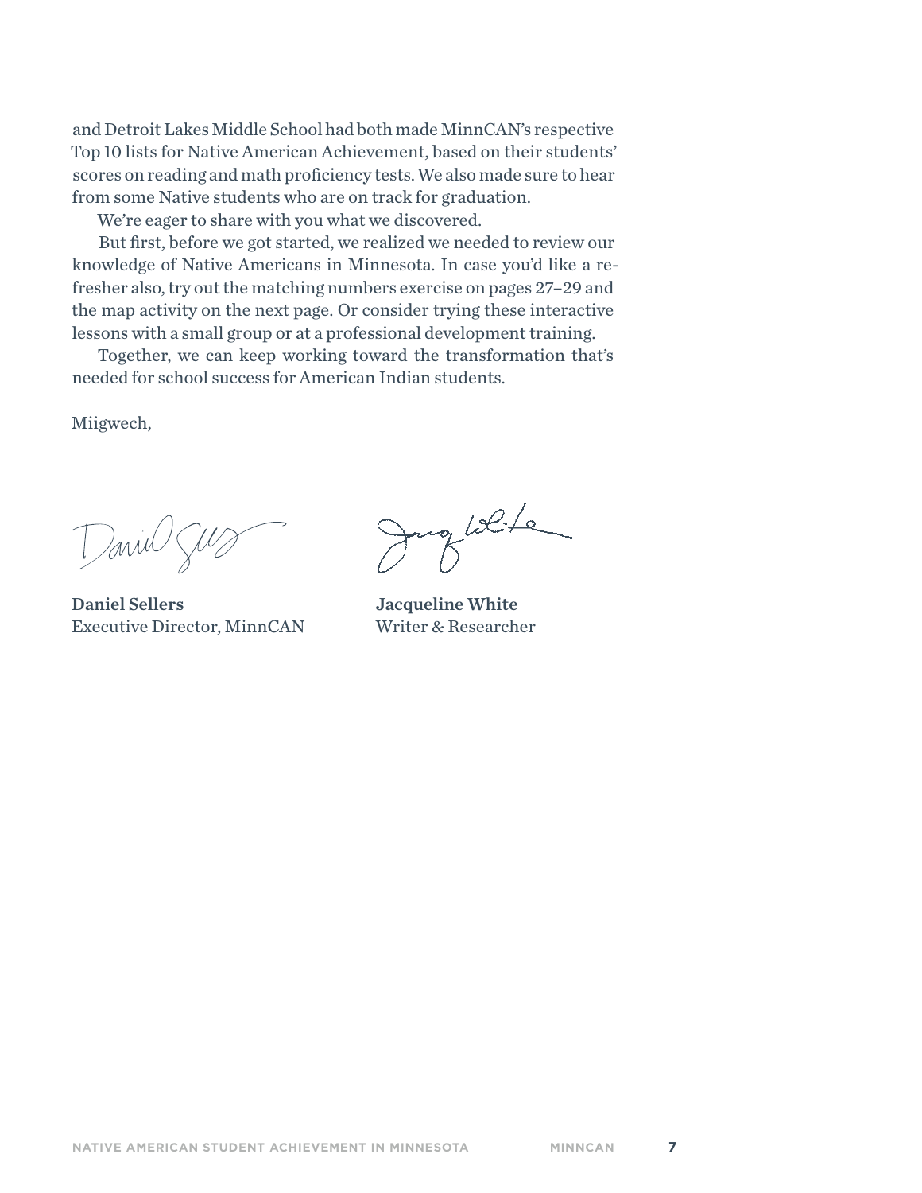and Detroit Lakes Middle School had both made MinnCAN's respective Top 10 lists for Native American Achievement, based on their students' scores on reading and math proficiency tests. We also made sure to hear from some Native students who are on track for graduation.

We're eager to share with you what we discovered.

But first, before we got started, we realized we needed to review our knowledge of Native Americans in Minnesota. In case you'd like a refresher also, try out the matching numbers exercise on pages 27–29 and the map activity on the next page. Or consider trying these interactive lessons with a small group or at a professional development training.

Together, we can keep working toward the transformation that's needed for school success for American Indian students.

Miigwech,

**Daniel Sellers**
Executive Director, MinnCAN

**Jacqueline White**
Writer & Researcher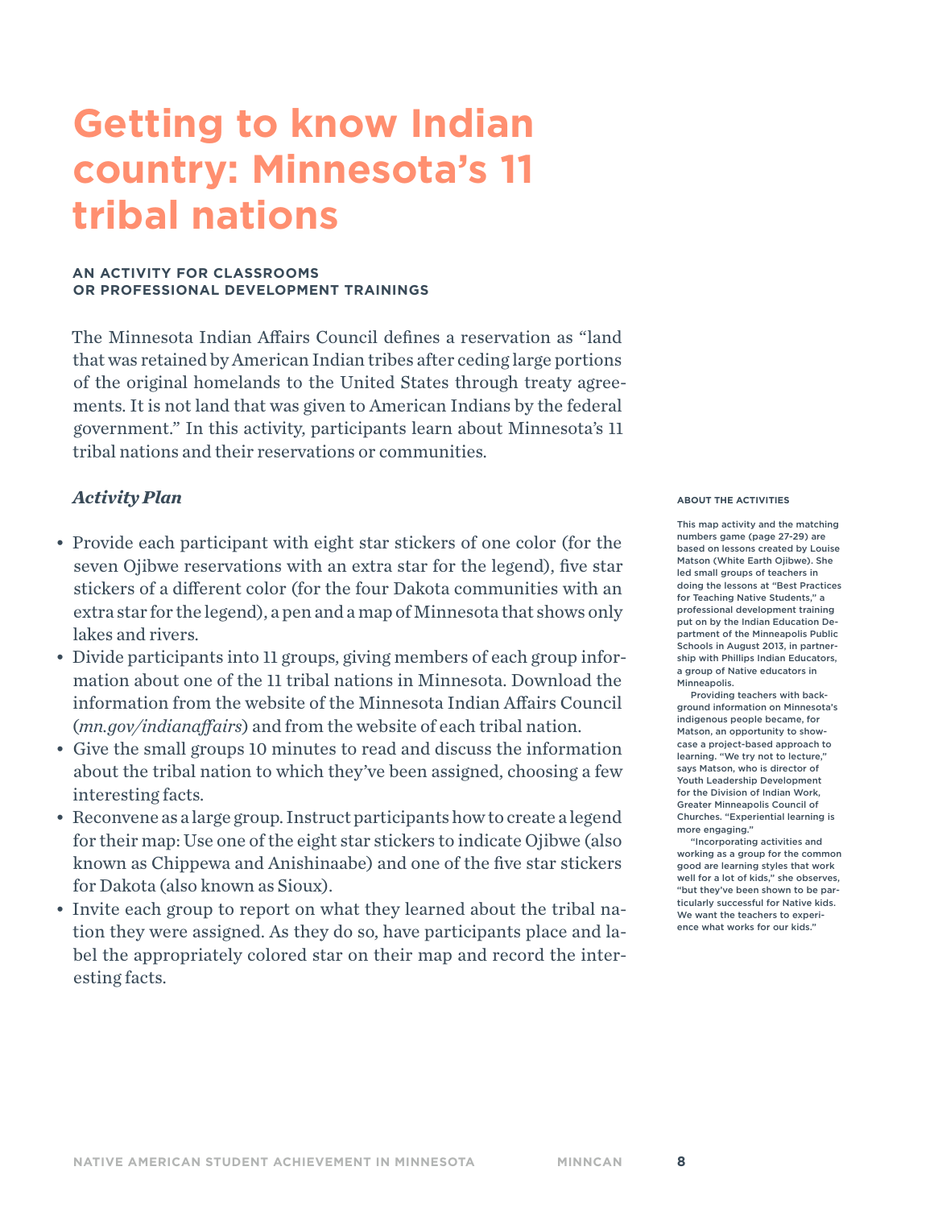# Getting to know Indian country: Minnesota's 11 tribal nations

**AN ACTIVITY FOR CLASSROOMS OR PROFESSIONAL DEVELOPMENT TRAININGS**

The Minnesota Indian Affairs Council defines a reservation as "land that was retained by American Indian tribes after ceding large portions of the original homelands to the United States through treaty agreements. It is not land that was given to American Indians by the federal government." In this activity, participants learn about Minnesota's 11 tribal nations and their reservations or communities.

### *Activity Plan*

- Provide each participant with eight star stickers of one color (for the seven Ojibwe reservations with an extra star for the legend), five star stickers of a different color (for the four Dakota communities with an extra star for the legend), a pen and a map of Minnesota that shows only lakes and rivers.
- Divide participants into 11 groups, giving members of each group information about one of the 11 tribal nations in Minnesota. Download the information from the website of the Minnesota Indian Affairs Council (*mn.gov/indianaffairs*) and from the website of each tribal nation.
- Give the small groups 10 minutes to read and discuss the information about the tribal nation to which they've been assigned, choosing a few interesting facts.
- Reconvene as a large group. Instruct participants how to create a legend for their map: Use one of the eight star stickers to indicate Ojibwe (also known as Chippewa and Anishinaabe) and one of the five star stickers for Dakota (also known as Sioux).
- Invite each group to report on what they learned about the tribal nation they were assigned. As they do so, have participants place and label the appropriately colored star on their map and record the interesting facts.

**ABOUT THE ACTIVITIES**

This map activity and the matching numbers game (page 27-29) are based on lessons created by Louise Matson (White Earth Ojibwe). She led small groups of teachers in doing the lessons at "Best Practices for Teaching Native Students," a professional development training put on by the Indian Education Department of the Minneapolis Public Schools in August 2013, in partnership with Phillips Indian Educators, a group of Native educators in Minneapolis.

Providing teachers with background information on Minnesota's indigenous people became, for Matson, an opportunity to showcase a project-based approach to learning. "We try not to lecture," says Matson, who is director of Youth Leadership Development for the Division of Indian Work, Greater Minneapolis Council of Churches. "Experiential learning is more engaging."

"Incorporating activities and working as a group for the common good are learning styles that work well for a lot of kids," she observes, "but they've been shown to be particularly successful for Native kids. We want the teachers to experience what works for our kids."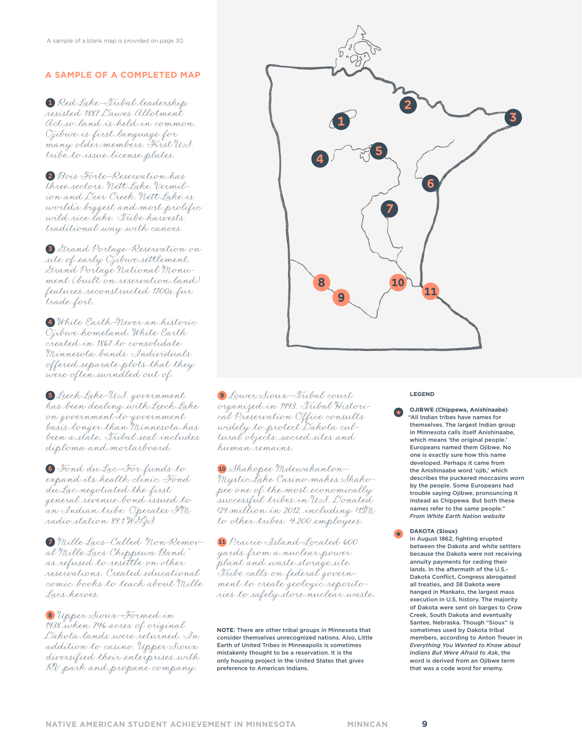A sample of a blank map is provided on page 30.

## A SAMPLE OF A COMPLETED MAP

1 Red Lake—Tribal leadership resisted 1887 Dawes Allotment Act so land is held in common. Ojibwe is first language for many older members. First U.S. tribe to issue license plates.

2 Bois Forte—Reservation has three sectors: Nett Lake, Vermilion and Deer Creek. Nett Lake is world's biggest and most prolific wild rice lake. Tribe harvests traditional way with canoes.

3 Grand Portage—Reservation on site of early Ojibwe settlement. Grand Portage National Monument (built on reservation land) features reconstructed 1700s fur trade fort.

4 White Earth—Never an historic Ojibwe homeland, White Earth created in 1867 to consolidate Minnesota bands. Individuals offered separate plots that they were often swindled out of.

5 Leech Lake—U.S. government has been dealing with Leech Lake on government-to-government basis longer than Minnesota has been a state. Tribal seal includes diploma and mortarboard.

6 Fond du Lac—For funds to expand its health clinic, Fond du Lac negotiated the first general revenue bond issued to an Indian tribe. Operates FM radio station 89.1 WGZS.

7 Mille Lacs—Called "Non-Removal Mille Lacs Chippewa Band," as refused to resettle on other reservations. Created educational comic books to teach about Mille Lacs heroes.

8 Upper Sioux—Formed in 1938 when 746 acres of original Dakota lands were returned. In addition to casino, Upper Sioux diversified their enterprises with RV park and propane company.

9 Lower Sioux—Tribal court organized in 1993. Tribal Historical Preservation Office consults widely to protect Dakota cultural objects, sacred sites and human remains.

10 Shakopee Mdewakanton—Mystic Lake Casino makes Shakopee one of the most economically successful tribes in U.S. Donated $29 million in 2012, including $15M to other tribes. 4,200 employees.

11 Prairie Island—Located 600 yards from a nuclear power plant and waste storage site. Tribe calls on federal government to create geologic repositories to safely store nuclear waste.

**NOTE:** There are other tribal groups in Minnesota that consider themselves unrecognized nations. Also, Little Earth of United Tribes in Minneapolis is sometimes mistakenly thought to be a reservation. It is the only housing project in the United States that gives preference to American Indians.

### LEGEND

**OJIBWE (Chippewa, Anishinaabe)**
"All Indian tribes have names for themselves. The largest Indian group in Minnesota calls itself Anishinaabe, which means 'the original people.' Europeans named them Ojibwe. No one is exactly sure how this name developed. Perhaps it came from the Anishinaabe word 'ojib,' which describes the puckered moccasins worn by the people. Some Europeans had trouble saying Ojibwe, pronouncing it instead as Chippewa. But both these names refer to the same people."
*From White Earth Nation website*

**DAKOTA (Sioux)**
In August 1862, fighting erupted between the Dakota and white settlers because the Dakota were not receiving annuity payments for ceding their lands. In the aftermath of the U.S.-Dakota Conflict, Congress abrogated all treaties, and 38 Dakota were hanged in Mankato, the largest mass execution in U.S. history. The majority of Dakota were sent on barges to Crow Creek, South Dakota and eventually Santee, Nebraska. Though "Sioux" is sometimes used by Dakota tribal members, according to Anton Treuer in *Everything You Wanted to Know about Indians But Were Afraid to Ask*, the word is derived from an Ojibwe term that was a code word for enemy.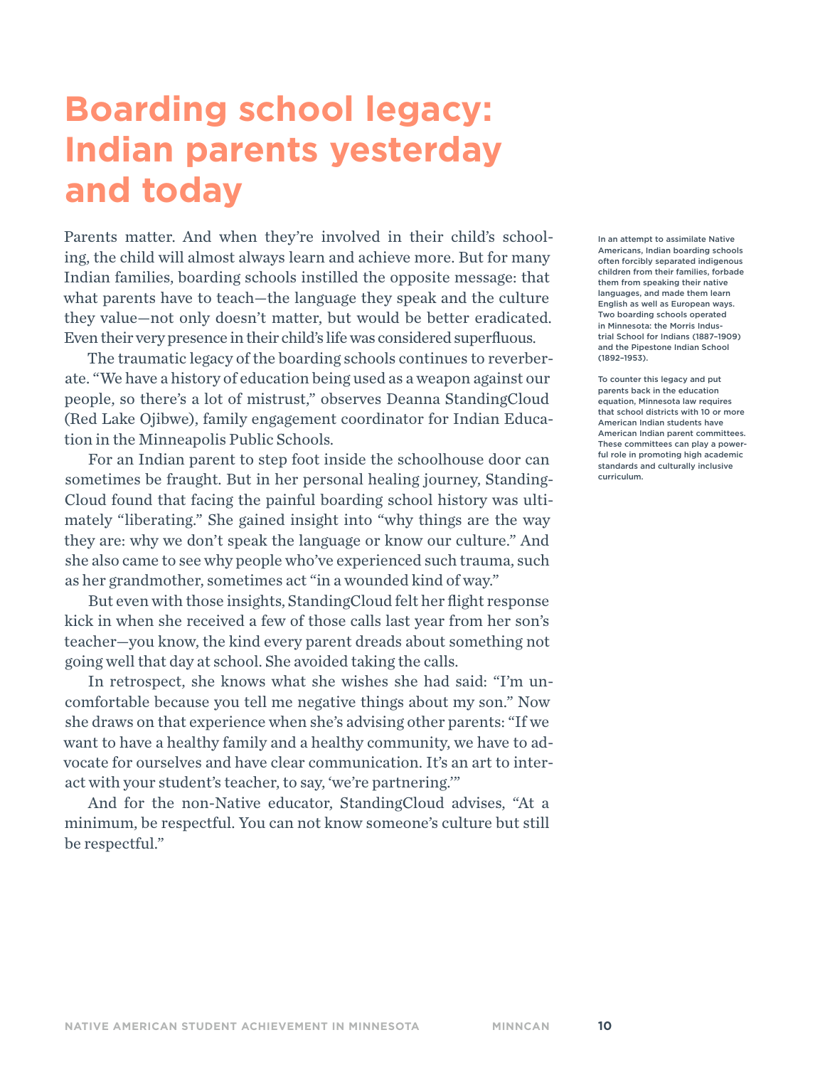# Boarding school legacy: Indian parents yesterday and today

Parents matter. And when they're involved in their child's schooling, the child will almost always learn and achieve more. But for many Indian families, boarding schools instilled the opposite message: that what parents have to teach—the language they speak and the culture they value—not only doesn't matter, but would be better eradicated. Even their very presence in their child's life was considered superfluous.

The traumatic legacy of the boarding schools continues to reverberate. "We have a history of education being used as a weapon against our people, so there's a lot of mistrust," observes Deanna StandingCloud (Red Lake Ojibwe), family engagement coordinator for Indian Education in the Minneapolis Public Schools.

For an Indian parent to step foot inside the schoolhouse door can sometimes be fraught. But in her personal healing journey, StandingCloud found that facing the painful boarding school history was ultimately "liberating." She gained insight into "why things are the way they are: why we don't speak the language or know our culture." And she also came to see why people who've experienced such trauma, such as her grandmother, sometimes act "in a wounded kind of way."

But even with those insights, StandingCloud felt her flight response kick in when she received a few of those calls last year from her son's teacher—you know, the kind every parent dreads about something not going well that day at school. She avoided taking the calls.

In retrospect, she knows what she wishes she had said: "I'm uncomfortable because you tell me negative things about my son." Now she draws on that experience when she's advising other parents: "If we want to have a healthy family and a healthy community, we have to advocate for ourselves and have clear communication. It's an art to interact with your student's teacher, to say, 'we're partnering.'"

And for the non-Native educator, StandingCloud advises, "At a minimum, be respectful. You can not know someone's culture but still be respectful."

In an attempt to assimilate Native Americans, Indian boarding schools often forcibly separated indigenous children from their families, forbade them from speaking their native languages, and made them learn English as well as European ways. Two boarding schools operated in Minnesota: the Morris Industrial School for Indians (1887–1909) and the Pipestone Indian School (1892–1953).

To counter this legacy and put parents back in the education equation, Minnesota law requires that school districts with 10 or more American Indian students have American Indian parent committees. These committees can play a powerful role in promoting high academic standards and culturally inclusive curriculum.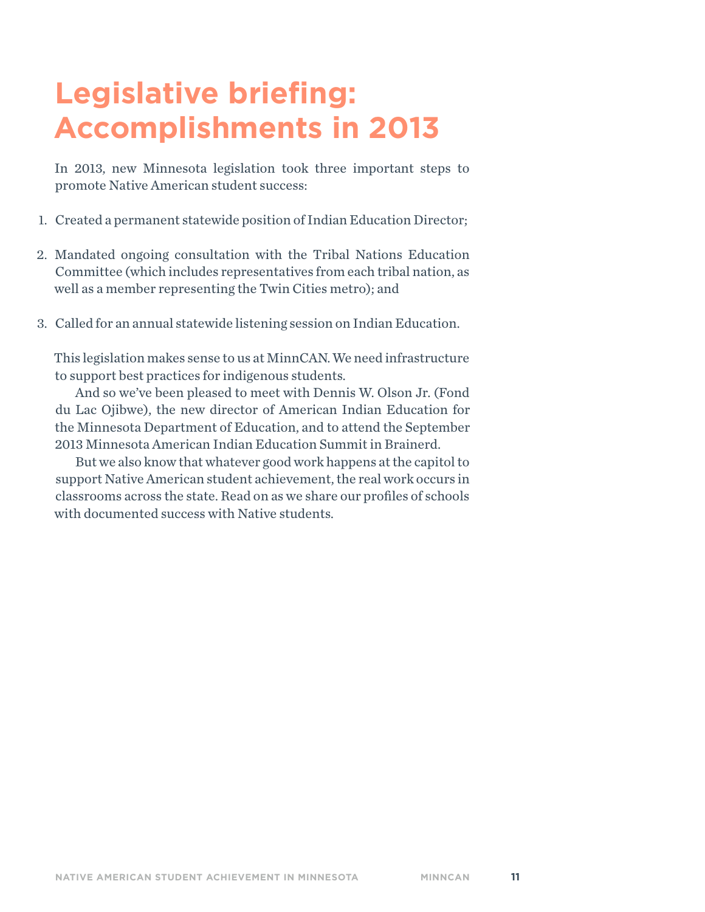# Legislative briefing: Accomplishments in 2013

In 2013, new Minnesota legislation took three important steps to promote Native American student success:

1. Created a permanent statewide position of Indian Education Director;
2. Mandated ongoing consultation with the Tribal Nations Education Committee (which includes representatives from each tribal nation, as well as a member representing the Twin Cities metro); and
3. Called for an annual statewide listening session on Indian Education.

This legislation makes sense to us at MinnCAN. We need infrastructure to support best practices for indigenous students.

And so we've been pleased to meet with Dennis W. Olson Jr. (Fond du Lac Ojibwe), the new director of American Indian Education for the Minnesota Department of Education, and to attend the September 2013 Minnesota American Indian Education Summit in Brainerd.

But we also know that whatever good work happens at the capitol to support Native American student achievement, the real work occurs in classrooms across the state. Read on as we share our profiles of schools with documented success with Native students.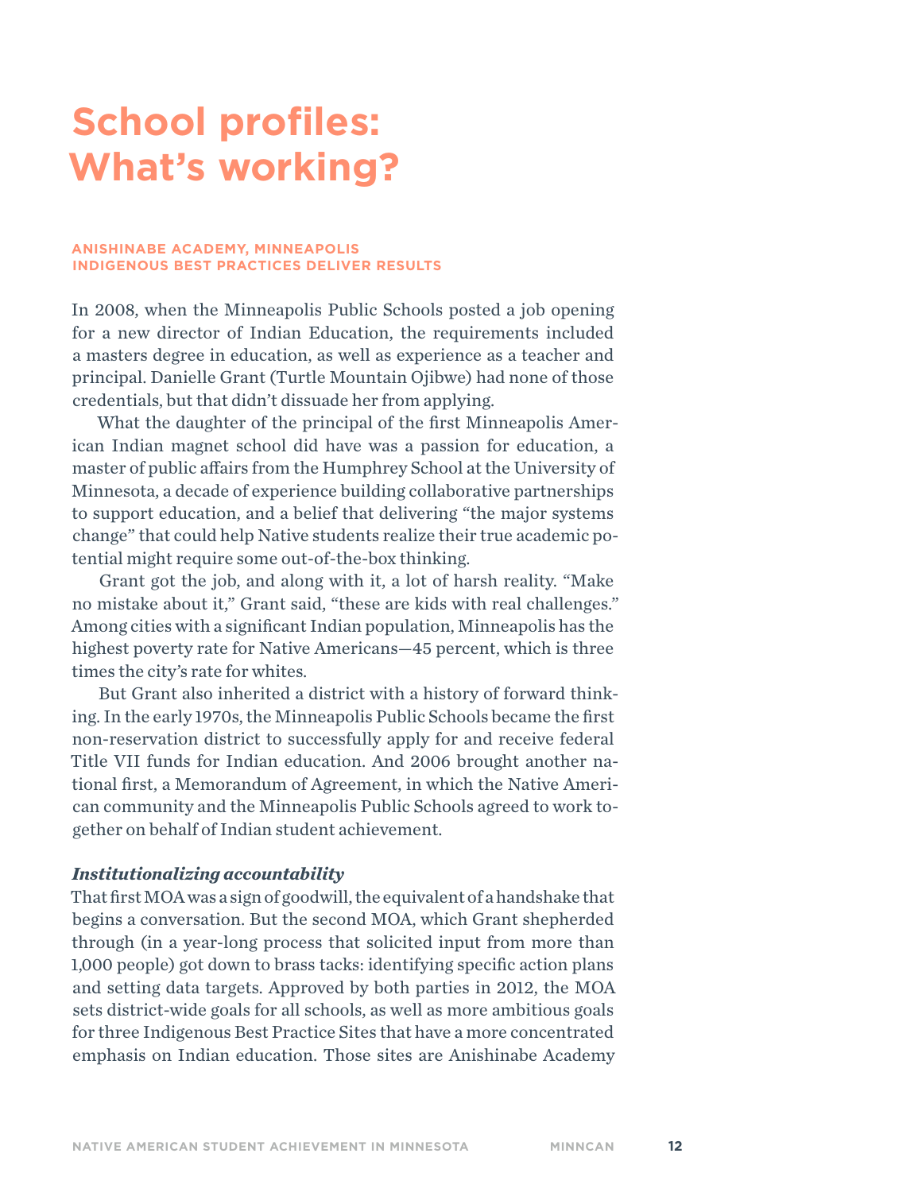# School profiles: What's working?

**ANISHINABE ACADEMY, MINNEAPOLIS**
**INDIGENOUS BEST PRACTICES DELIVER RESULTS**

In 2008, when the Minneapolis Public Schools posted a job opening for a new director of Indian Education, the requirements included a masters degree in education, as well as experience as a teacher and principal. Danielle Grant (Turtle Mountain Ojibwe) had none of those credentials, but that didn't dissuade her from applying.

What the daughter of the principal of the first Minneapolis American Indian magnet school did have was a passion for education, a master of public affairs from the Humphrey School at the University of Minnesota, a decade of experience building collaborative partnerships to support education, and a belief that delivering "the major systems change" that could help Native students realize their true academic potential might require some out-of-the-box thinking.

Grant got the job, and along with it, a lot of harsh reality. "Make no mistake about it," Grant said, "these are kids with real challenges." Among cities with a significant Indian population, Minneapolis has the highest poverty rate for Native Americans—45 percent, which is three times the city's rate for whites.

But Grant also inherited a district with a history of forward thinking. In the early 1970s, the Minneapolis Public Schools became the first non-reservation district to successfully apply for and receive federal Title VII funds for Indian education. And 2006 brought another national first, a Memorandum of Agreement, in which the Native American community and the Minneapolis Public Schools agreed to work together on behalf of Indian student achievement.

### *Institutionalizing accountability*

That first MOA was a sign of goodwill, the equivalent of a handshake that begins a conversation. But the second MOA, which Grant shepherded through (in a year-long process that solicited input from more than 1,000 people) got down to brass tacks: identifying specific action plans and setting data targets. Approved by both parties in 2012, the MOA sets district-wide goals for all schools, as well as more ambitious goals for three Indigenous Best Practice Sites that have a more concentrated emphasis on Indian education. Those sites are Anishinabe Academy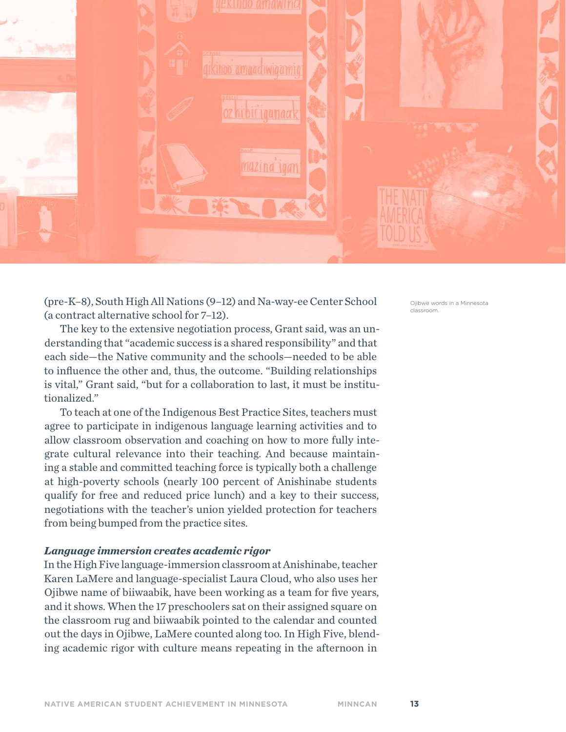(pre-K–8), South High All Nations (9–12) and Na-way-ee Center School (a contract alternative school for 7–12).

The key to the extensive negotiation process, Grant said, was an understanding that "academic success is a shared responsibility" and that each side—the Native community and the schools—needed to be able to influence the other and, thus, the outcome. "Building relationships is vital," Grant said, "but for a collaboration to last, it must be institutionalized."

To teach at one of the Indigenous Best Practice Sites, teachers must agree to participate in indigenous language learning activities and to allow classroom observation and coaching on how to more fully integrate cultural relevance into their teaching. And because maintaining a stable and committed teaching force is typically both a challenge at high-poverty schools (nearly 100 percent of Anishinabe students qualify for free and reduced price lunch) and a key to their success, negotiations with the teacher's union yielded protection for teachers from being bumped from the practice sites.

***Language immersion creates academic rigor***

In the High Five language-immersion classroom at Anishinabe, teacher Karen LaMere and language-specialist Laura Cloud, who also uses her Ojibwe name of biiwaabik, have been working as a team for five years, and it shows. When the 17 preschoolers sat on their assigned square on the classroom rug and biiwaabik pointed to the calendar and counted out the days in Ojibwe, LaMere counted along too. In High Five, blending academic rigor with culture means repeating in the afternoon in

Ojibwe words in a Minnesota classroom.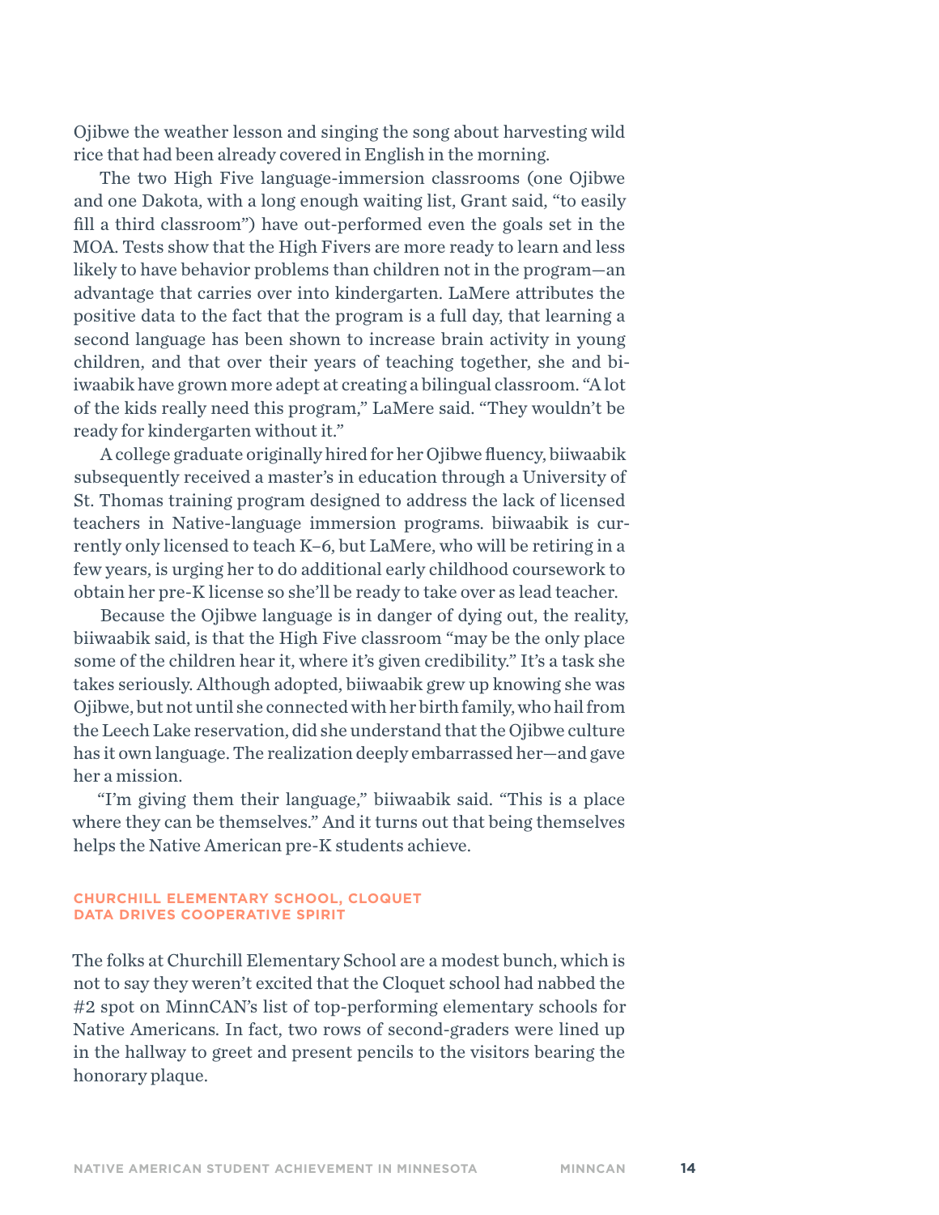Ojibwe the weather lesson and singing the song about harvesting wild rice that had been already covered in English in the morning.

The two High Five language-immersion classrooms (one Ojibwe and one Dakota, with a long enough waiting list, Grant said, "to easily fill a third classroom") have out-performed even the goals set in the MOA. Tests show that the High Fivers are more ready to learn and less likely to have behavior problems than children not in the program—an advantage that carries over into kindergarten. LaMere attributes the positive data to the fact that the program is a full day, that learning a second language has been shown to increase brain activity in young children, and that over their years of teaching together, she and biiwaabik have grown more adept at creating a bilingual classroom. "A lot of the kids really need this program," LaMere said. "They wouldn't be ready for kindergarten without it."

A college graduate originally hired for her Ojibwe fluency, biiwaabik subsequently received a master's in education through a University of St. Thomas training program designed to address the lack of licensed teachers in Native-language immersion programs. biiwaabik is currently only licensed to teach K–6, but LaMere, who will be retiring in a few years, is urging her to do additional early childhood coursework to obtain her pre-K license so she'll be ready to take over as lead teacher.

Because the Ojibwe language is in danger of dying out, the reality, biiwaabik said, is that the High Five classroom "may be the only place some of the children hear it, where it's given credibility." It's a task she takes seriously. Although adopted, biiwaabik grew up knowing she was Ojibwe, but not until she connected with her birth family, who hail from the Leech Lake reservation, did she understand that the Ojibwe culture has it own language. The realization deeply embarrassed her—and gave her a mission.

"I'm giving them their language," biiwaabik said. "This is a place where they can be themselves." And it turns out that being themselves helps the Native American pre-K students achieve.

### CHURCHILL ELEMENTARY SCHOOL, CLOQUET
### DATA DRIVES COOPERATIVE SPIRIT

The folks at Churchill Elementary School are a modest bunch, which is not to say they weren't excited that the Cloquet school had nabbed the #2 spot on MinnCAN's list of top-performing elementary schools for Native Americans. In fact, two rows of second-graders were lined up in the hallway to greet and present pencils to the visitors bearing the honorary plaque.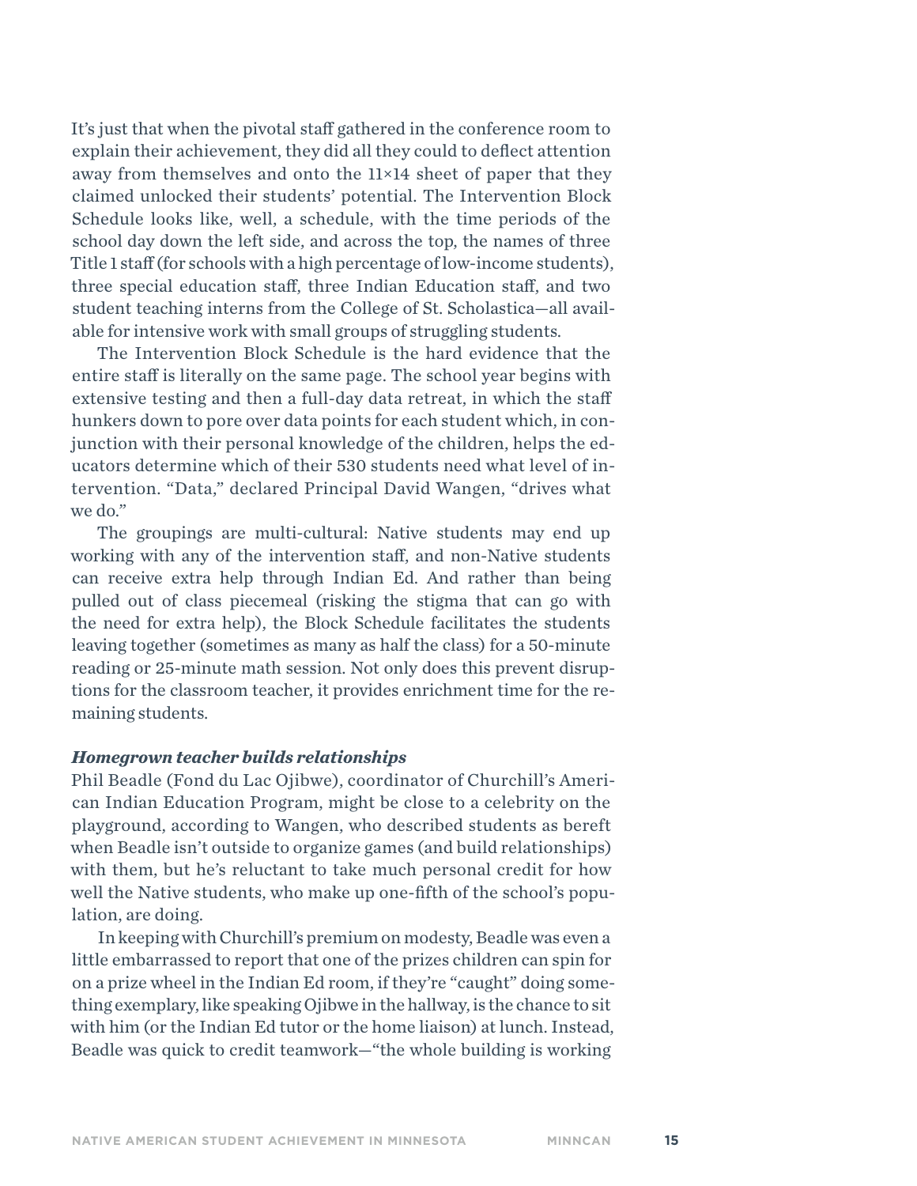It's just that when the pivotal staff gathered in the conference room to explain their achievement, they did all they could to deflect attention away from themselves and onto the 11×14 sheet of paper that they claimed unlocked their students' potential. The Intervention Block Schedule looks like, well, a schedule, with the time periods of the school day down the left side, and across the top, the names of three Title 1 staff (for schools with a high percentage of low-income students), three special education staff, three Indian Education staff, and two student teaching interns from the College of St. Scholastica—all available for intensive work with small groups of struggling students.

The Intervention Block Schedule is the hard evidence that the entire staff is literally on the same page. The school year begins with extensive testing and then a full-day data retreat, in which the staff hunkers down to pore over data points for each student which, in conjunction with their personal knowledge of the children, helps the educators determine which of their 530 students need what level of intervention. "Data," declared Principal David Wangen, "drives what we do."

The groupings are multi-cultural: Native students may end up working with any of the intervention staff, and non-Native students can receive extra help through Indian Ed. And rather than being pulled out of class piecemeal (risking the stigma that can go with the need for extra help), the Block Schedule facilitates the students leaving together (sometimes as many as half the class) for a 50-minute reading or 25-minute math session. Not only does this prevent disruptions for the classroom teacher, it provides enrichment time for the remaining students.

### *Homegrown teacher builds relationships*

Phil Beadle (Fond du Lac Ojibwe), coordinator of Churchill's American Indian Education Program, might be close to a celebrity on the playground, according to Wangen, who described students as bereft when Beadle isn't outside to organize games (and build relationships) with them, but he's reluctant to take much personal credit for how well the Native students, who make up one-fifth of the school's population, are doing.

In keeping with Churchill's premium on modesty, Beadle was even a little embarrassed to report that one of the prizes children can spin for on a prize wheel in the Indian Ed room, if they're "caught" doing something exemplary, like speaking Ojibwe in the hallway, is the chance to sit with him (or the Indian Ed tutor or the home liaison) at lunch. Instead, Beadle was quick to credit teamwork—"the whole building is working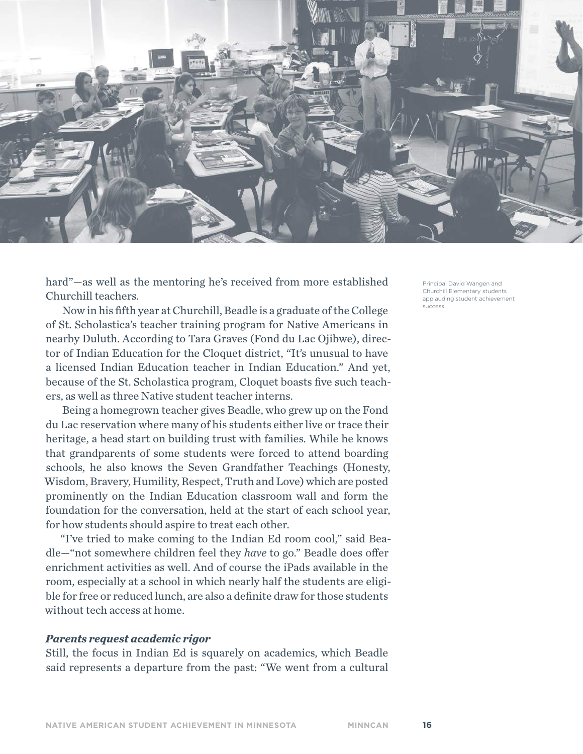hard"—as well as the mentoring he's received from more established Churchill teachers.

Now in his fifth year at Churchill, Beadle is a graduate of the College of St. Scholastica's teacher training program for Native Americans in nearby Duluth. According to Tara Graves (Fond du Lac Ojibwe), director of Indian Education for the Cloquet district, "It's unusual to have a licensed Indian Education teacher in Indian Education." And yet, because of the St. Scholastica program, Cloquet boasts five such teachers, as well as three Native student teacher interns.

Being a homegrown teacher gives Beadle, who grew up on the Fond du Lac reservation where many of his students either live or trace their heritage, a head start on building trust with families. While he knows that grandparents of some students were forced to attend boarding schools, he also knows the Seven Grandfather Teachings (Honesty, Wisdom, Bravery, Humility, Respect, Truth and Love) which are posted prominently on the Indian Education classroom wall and form the foundation for the conversation, held at the start of each school year, for how students should aspire to treat each other.

"I've tried to make coming to the Indian Ed room cool," said Beadle—"not somewhere children feel they *have* to go." Beadle does offer enrichment activities as well. And of course the iPads available in the room, especially at a school in which nearly half the students are eligible for free or reduced lunch, are also a definite draw for those students without tech access at home.

Principal David Wangen and Churchill Elementary students applauding student achievement success.

***Parents request academic rigor***

Still, the focus in Indian Ed is squarely on academics, which Beadle said represents a departure from the past: "We went from a cultural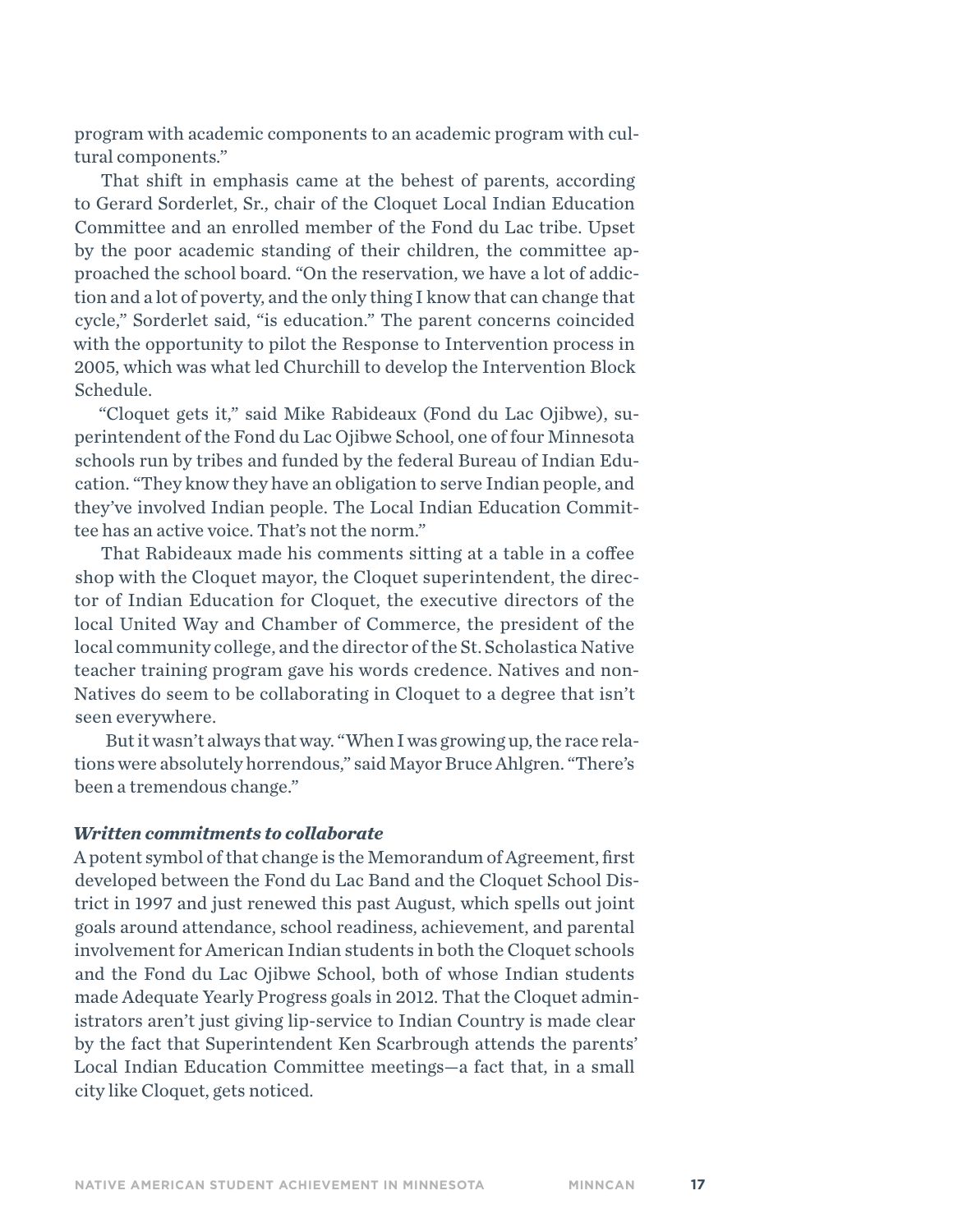program with academic components to an academic program with cultural components."

That shift in emphasis came at the behest of parents, according to Gerard Sorderlet, Sr., chair of the Cloquet Local Indian Education Committee and an enrolled member of the Fond du Lac tribe. Upset by the poor academic standing of their children, the committee approached the school board. "On the reservation, we have a lot of addiction and a lot of poverty, and the only thing I know that can change that cycle," Sorderlet said, "is education." The parent concerns coincided with the opportunity to pilot the Response to Intervention process in 2005, which was what led Churchill to develop the Intervention Block Schedule.

"Cloquet gets it," said Mike Rabideaux (Fond du Lac Ojibwe), superintendent of the Fond du Lac Ojibwe School, one of four Minnesota schools run by tribes and funded by the federal Bureau of Indian Education. "They know they have an obligation to serve Indian people, and they've involved Indian people. The Local Indian Education Committee has an active voice. That's not the norm."

That Rabideaux made his comments sitting at a table in a coffee shop with the Cloquet mayor, the Cloquet superintendent, the director of Indian Education for Cloquet, the executive directors of the local United Way and Chamber of Commerce, the president of the local community college, and the director of the St. Scholastica Native teacher training program gave his words credence. Natives and non-Natives do seem to be collaborating in Cloquet to a degree that isn't seen everywhere.

But it wasn't always that way. "When I was growing up, the race relations were absolutely horrendous," said Mayor Bruce Ahlgren. "There's been a tremendous change."

### *Written commitments to collaborate*

A potent symbol of that change is the Memorandum of Agreement, first developed between the Fond du Lac Band and the Cloquet School District in 1997 and just renewed this past August, which spells out joint goals around attendance, school readiness, achievement, and parental involvement for American Indian students in both the Cloquet schools and the Fond du Lac Ojibwe School, both of whose Indian students made Adequate Yearly Progress goals in 2012. That the Cloquet administrators aren't just giving lip-service to Indian Country is made clear by the fact that Superintendent Ken Scarbrough attends the parents' Local Indian Education Committee meetings—a fact that, in a small city like Cloquet, gets noticed.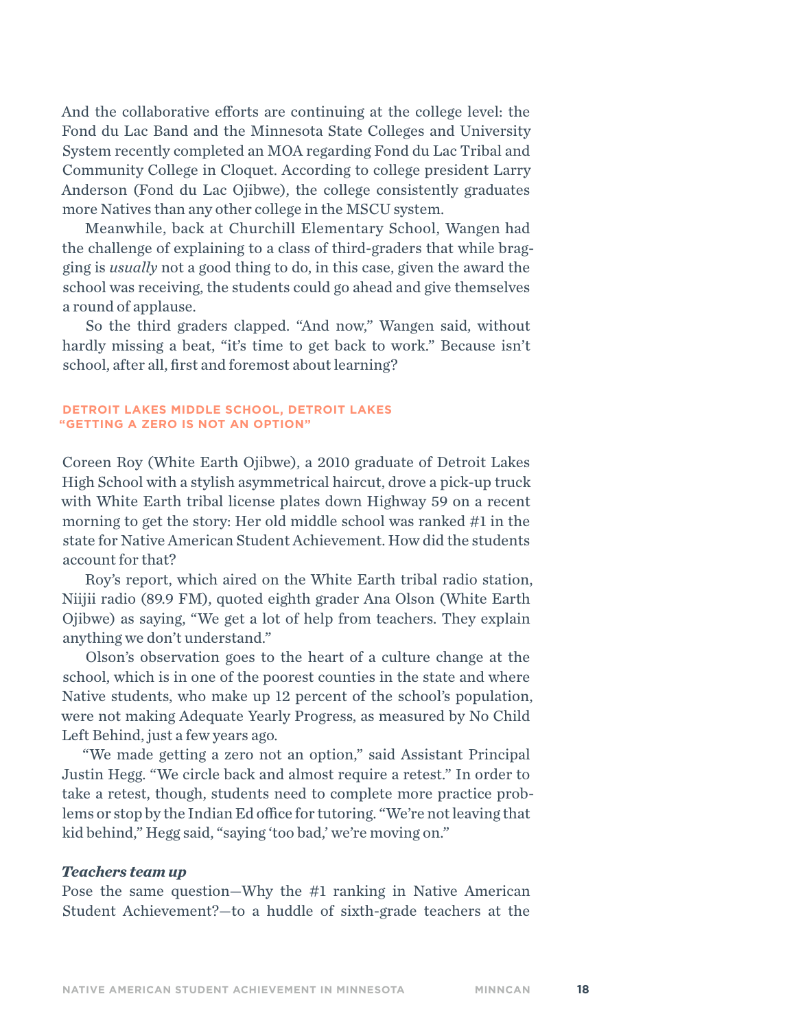And the collaborative efforts are continuing at the college level: the Fond du Lac Band and the Minnesota State Colleges and University System recently completed an MOA regarding Fond du Lac Tribal and Community College in Cloquet. According to college president Larry Anderson (Fond du Lac Ojibwe), the college consistently graduates more Natives than any other college in the MSCU system.

Meanwhile, back at Churchill Elementary School, Wangen had the challenge of explaining to a class of third-graders that while bragging is *usually* not a good thing to do, in this case, given the award the school was receiving, the students could go ahead and give themselves a round of applause.

So the third graders clapped. "And now," Wangen said, without hardly missing a beat, "it's time to get back to work." Because isn't school, after all, first and foremost about learning?

## DETROIT LAKES MIDDLE SCHOOL, DETROIT LAKES "GETTING A ZERO IS NOT AN OPTION"

Coreen Roy (White Earth Ojibwe), a 2010 graduate of Detroit Lakes High School with a stylish asymmetrical haircut, drove a pick-up truck with White Earth tribal license plates down Highway 59 on a recent morning to get the story: Her old middle school was ranked #1 in the state for Native American Student Achievement. How did the students account for that?

Roy's report, which aired on the White Earth tribal radio station, Niijii radio (89.9 FM), quoted eighth grader Ana Olson (White Earth Ojibwe) as saying, "We get a lot of help from teachers. They explain anything we don't understand."

Olson's observation goes to the heart of a culture change at the school, which is in one of the poorest counties in the state and where Native students, who make up 12 percent of the school's population, were not making Adequate Yearly Progress, as measured by No Child Left Behind, just a few years ago.

"We made getting a zero not an option," said Assistant Principal Justin Hegg. "We circle back and almost require a retest." In order to take a retest, though, students need to complete more practice problems or stop by the Indian Ed office for tutoring. "We're not leaving that kid behind," Hegg said, "saying 'too bad,' we're moving on."

### *Teachers team up*

Pose the same question—Why the #1 ranking in Native American Student Achievement?—to a huddle of sixth-grade teachers at the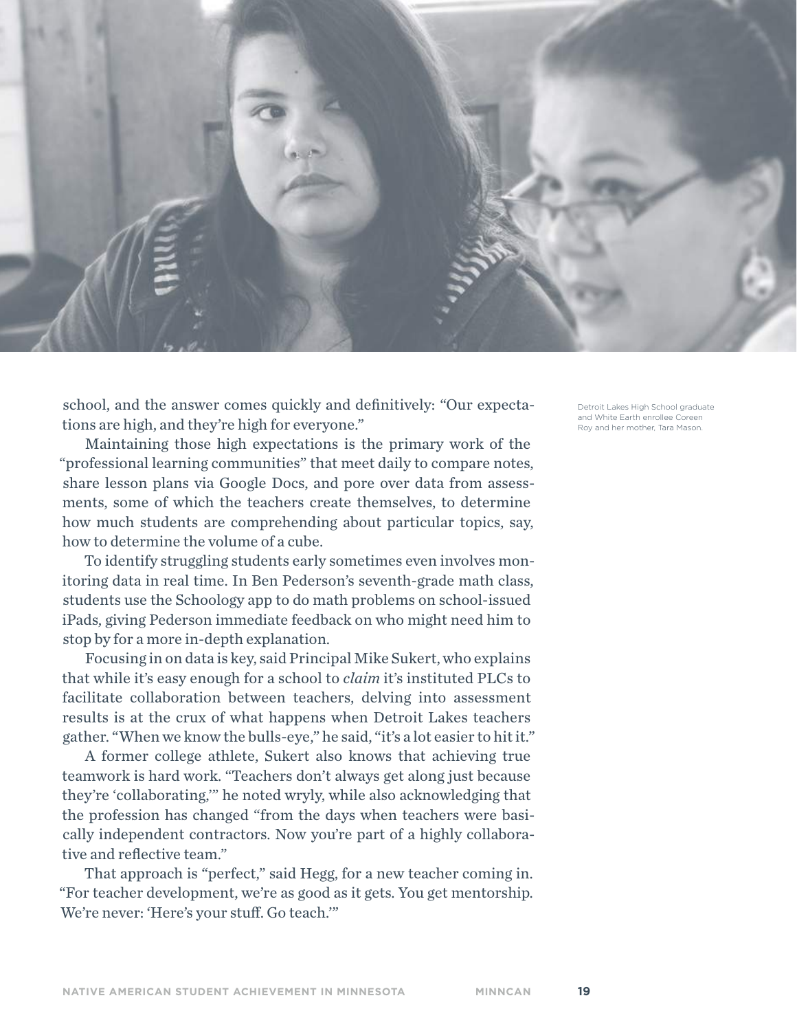school, and the answer comes quickly and definitively: "Our expectations are high, and they're high for everyone."

Maintaining those high expectations is the primary work of the "professional learning communities" that meet daily to compare notes, share lesson plans via Google Docs, and pore over data from assessments, some of which the teachers create themselves, to determine how much students are comprehending about particular topics, say, how to determine the volume of a cube.

To identify struggling students early sometimes even involves monitoring data in real time. In Ben Pederson's seventh-grade math class, students use the Schoology app to do math problems on school-issued iPads, giving Pederson immediate feedback on who might need him to stop by for a more in-depth explanation.

Focusing in on data is key, said Principal Mike Sukert, who explains that while it's easy enough for a school to *claim* it's instituted PLCs to facilitate collaboration between teachers, delving into assessment results is at the crux of what happens when Detroit Lakes teachers gather. "When we know the bulls-eye," he said, "it's a lot easier to hit it."

A former college athlete, Sukert also knows that achieving true teamwork is hard work. "Teachers don't always get along just because they're 'collaborating,'" he noted wryly, while also acknowledging that the profession has changed "from the days when teachers were basically independent contractors. Now you're part of a highly collaborative and reflective team."

That approach is "perfect," said Hegg, for a new teacher coming in. "For teacher development, we're as good as it gets. You get mentorship. We're never: 'Here's your stuff. Go teach.'"

Detroit Lakes High School graduate and White Earth enrollee Coreen Roy and her mother, Tara Mason.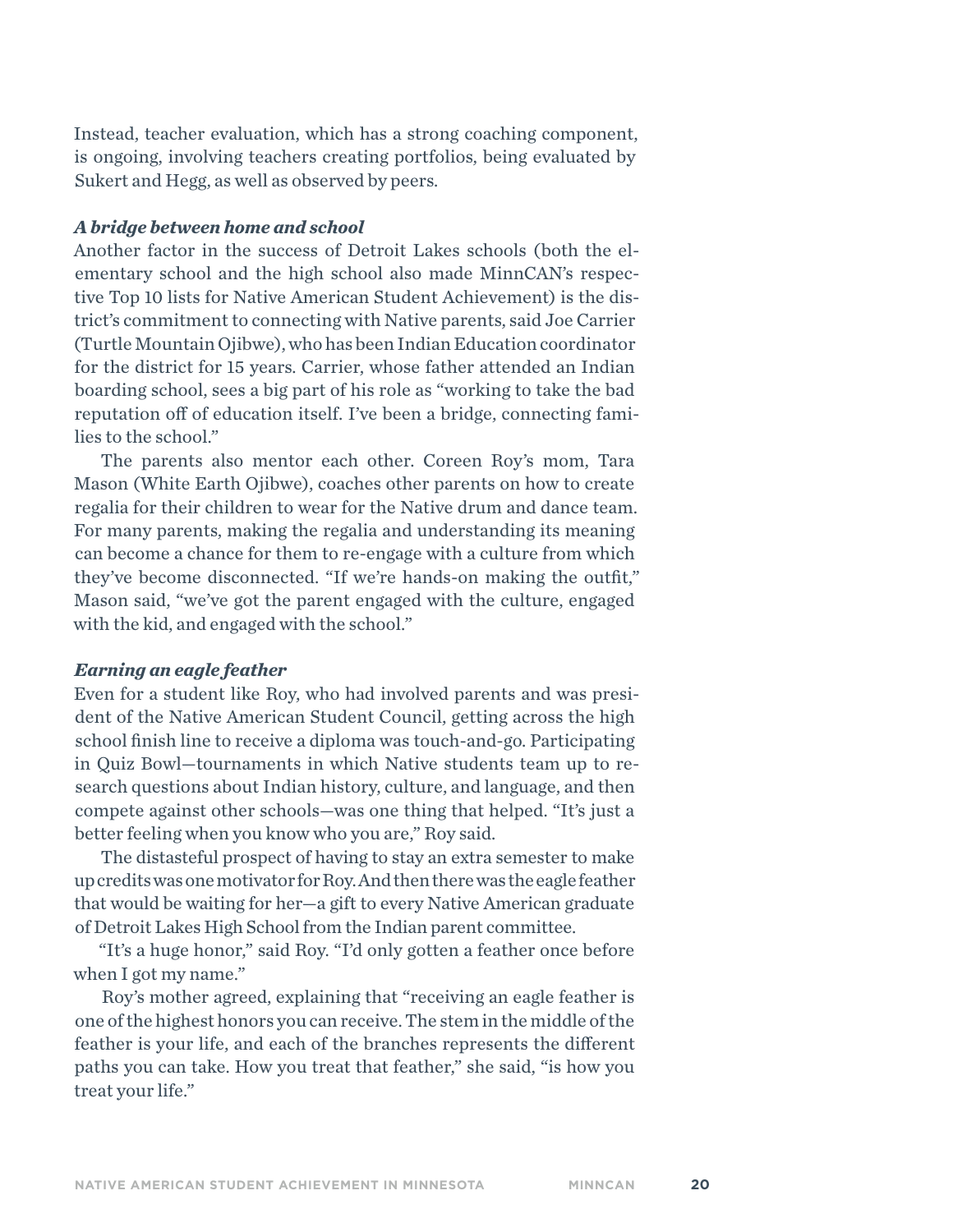Instead, teacher evaluation, which has a strong coaching component, is ongoing, involving teachers creating portfolios, being evaluated by Sukert and Hegg, as well as observed by peers.

***A bridge between home and school***

Another factor in the success of Detroit Lakes schools (both the elementary school and the high school also made MinnCAN's respective Top 10 lists for Native American Student Achievement) is the district's commitment to connecting with Native parents, said Joe Carrier (Turtle Mountain Ojibwe), who has been Indian Education coordinator for the district for 15 years. Carrier, whose father attended an Indian boarding school, sees a big part of his role as "working to take the bad reputation off of education itself. I've been a bridge, connecting families to the school."

The parents also mentor each other. Coreen Roy's mom, Tara Mason (White Earth Ojibwe), coaches other parents on how to create regalia for their children to wear for the Native drum and dance team. For many parents, making the regalia and understanding its meaning can become a chance for them to re-engage with a culture from which they've become disconnected. "If we're hands-on making the outfit," Mason said, "we've got the parent engaged with the culture, engaged with the kid, and engaged with the school."

***Earning an eagle feather***

Even for a student like Roy, who had involved parents and was president of the Native American Student Council, getting across the high school finish line to receive a diploma was touch-and-go. Participating in Quiz Bowl—tournaments in which Native students team up to research questions about Indian history, culture, and language, and then compete against other schools—was one thing that helped. "It's just a better feeling when you know who you are," Roy said.

The distasteful prospect of having to stay an extra semester to make up credits was one motivator for Roy. And then there was the eagle feather that would be waiting for her—a gift to every Native American graduate of Detroit Lakes High School from the Indian parent committee.

"It's a huge honor," said Roy. "I'd only gotten a feather once before when I got my name."

Roy's mother agreed, explaining that "receiving an eagle feather is one of the highest honors you can receive. The stem in the middle of the feather is your life, and each of the branches represents the different paths you can take. How you treat that feather," she said, "is how you treat your life."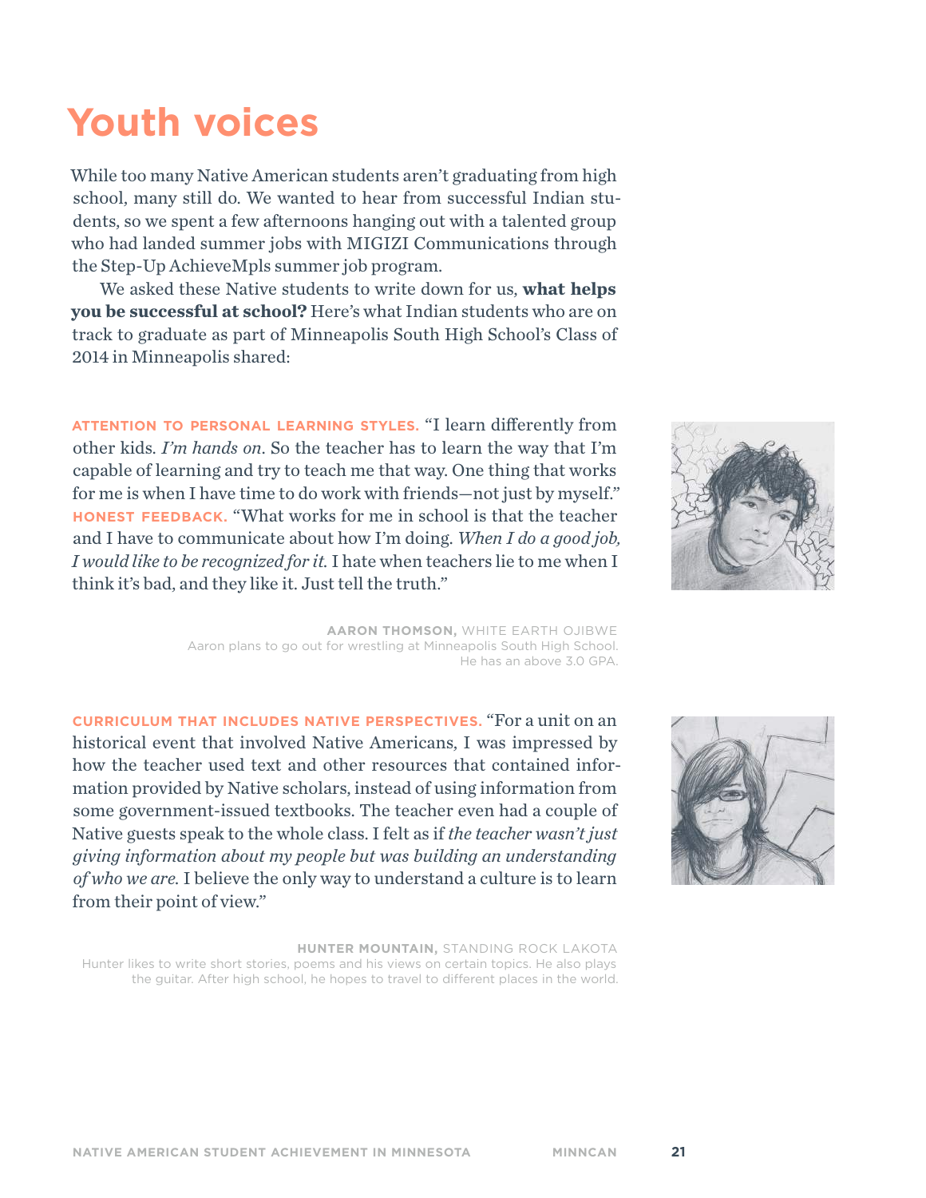# Youth voices

While too many Native American students aren't graduating from high school, many still do. We wanted to hear from successful Indian students, so we spent a few afternoons hanging out with a talented group who had landed summer jobs with MIGIZI Communications through the Step-Up AchieveMpls summer job program.

We asked these Native students to write down for us, **what helps you be successful at school?** Here's what Indian students who are on track to graduate as part of Minneapolis South High School's Class of 2014 in Minneapolis shared:

**ATTENTION TO PERSONAL LEARNING STYLES.** "I learn differently from other kids. *I'm hands on.* So the teacher has to learn the way that I'm capable of learning and try to teach me that way. One thing that works for me is when I have time to do work with friends—not just by myself."
**HONEST FEEDBACK.** "What works for me in school is that the teacher and I have to communicate about how I'm doing. *When I do a good job, I would like to be recognized for it.* I hate when teachers lie to me when I think it's bad, and they like it. Just tell the truth."

**AARON THOMSON,** WHITE EARTH OJIBWE
Aaron plans to go out for wrestling at Minneapolis South High School. He has an above 3.0 GPA.

**CURRICULUM THAT INCLUDES NATIVE PERSPECTIVES.** "For a unit on an historical event that involved Native Americans, I was impressed by how the teacher used text and other resources that contained information provided by Native scholars, instead of using information from some government-issued textbooks. The teacher even had a couple of Native guests speak to the whole class. I felt as if *the teacher wasn't just giving information about my people but was building an understanding of who we are.* I believe the only way to understand a culture is to learn from their point of view."

**HUNTER MOUNTAIN,** STANDING ROCK LAKOTA
Hunter likes to write short stories, poems and his views on certain topics. He also plays the guitar. After high school, he hopes to travel to different places in the world.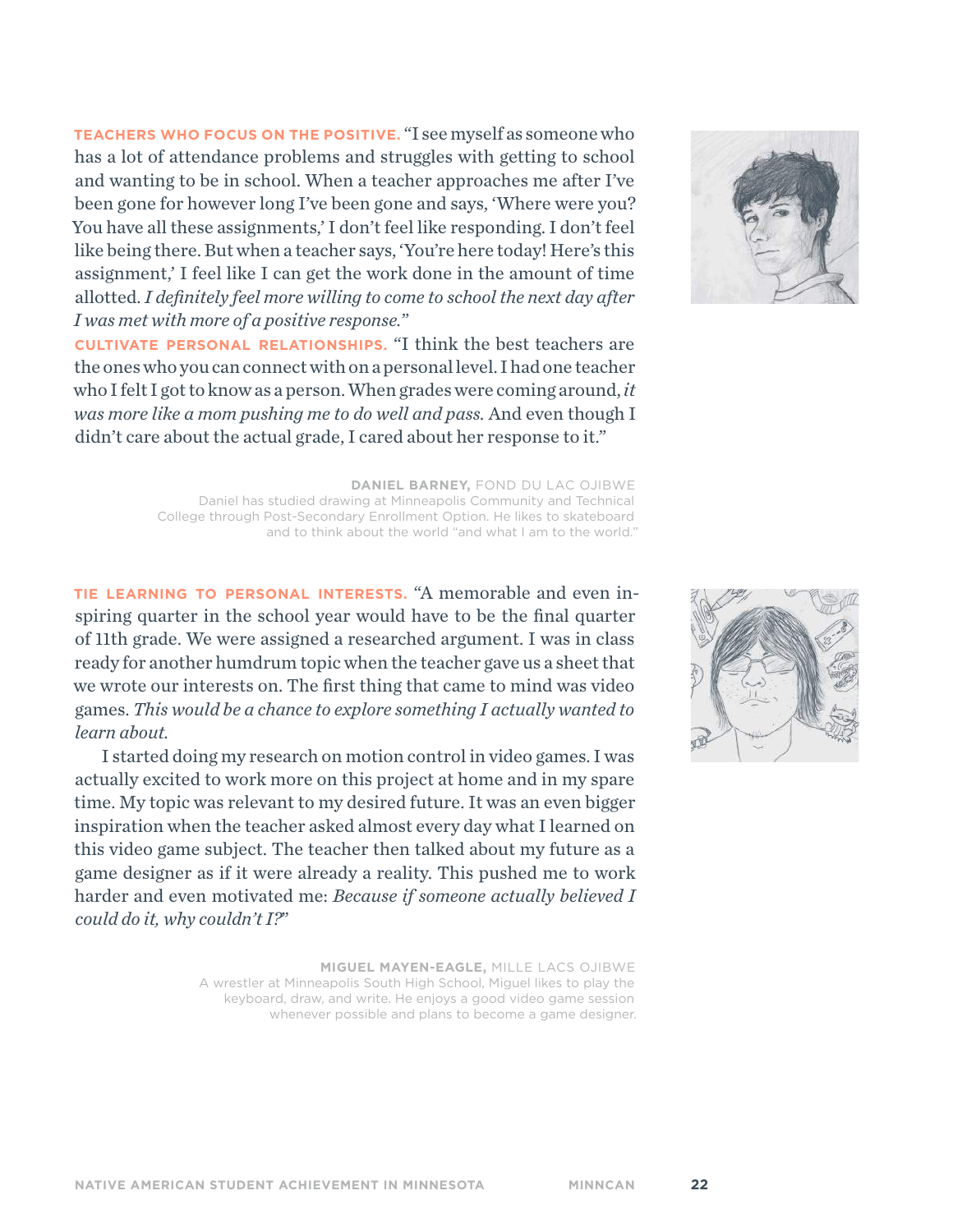**TEACHERS WHO FOCUS ON THE POSITIVE.** "I see myself as someone who has a lot of attendance problems and struggles with getting to school and wanting to be in school. When a teacher approaches me after I've been gone for however long I've been gone and says, 'Where were you? You have all these assignments,' I don't feel like responding. I don't feel like being there. But when a teacher says, 'You're here today! Here's this assignment,' I feel like I can get the work done in the amount of time allotted. *I definitely feel more willing to come to school the next day after I was met with more of a positive response.*"

**CULTIVATE PERSONAL RELATIONSHIPS.** "I think the best teachers are the ones who you can connect with on a personal level. I had one teacher who I felt I got to know as a person. When grades were coming around, *it was more like a mom pushing me to do well and pass.* And even though I didn't care about the actual grade, I cared about her response to it."

**DANIEL BARNEY,** FOND DU LAC OJIBWE
Daniel has studied drawing at Minneapolis Community and Technical College through Post-Secondary Enrollment Option. He likes to skateboard and to think about the world "and what I am to the world."

**TIE LEARNING TO PERSONAL INTERESTS.** "A memorable and even inspiring quarter in the school year would have to be the final quarter of 11th grade. We were assigned a researched argument. I was in class ready for another humdrum topic when the teacher gave us a sheet that we wrote our interests on. The first thing that came to mind was video games. *This would be a chance to explore something I actually wanted to learn about.*

I started doing my research on motion control in video games. I was actually excited to work more on this project at home and in my spare time. My topic was relevant to my desired future. It was an even bigger inspiration when the teacher asked almost every day what I learned on this video game subject. The teacher then talked about my future as a game designer as if it were already a reality. This pushed me to work harder and even motivated me: *Because if someone actually believed I could do it, why couldn't I?*"

**MIGUEL MAYEN-EAGLE,** MILLE LACS OJIBWE
A wrestler at Minneapolis South High School, Miguel likes to play the keyboard, draw, and write. He enjoys a good video game session whenever possible and plans to become a game designer.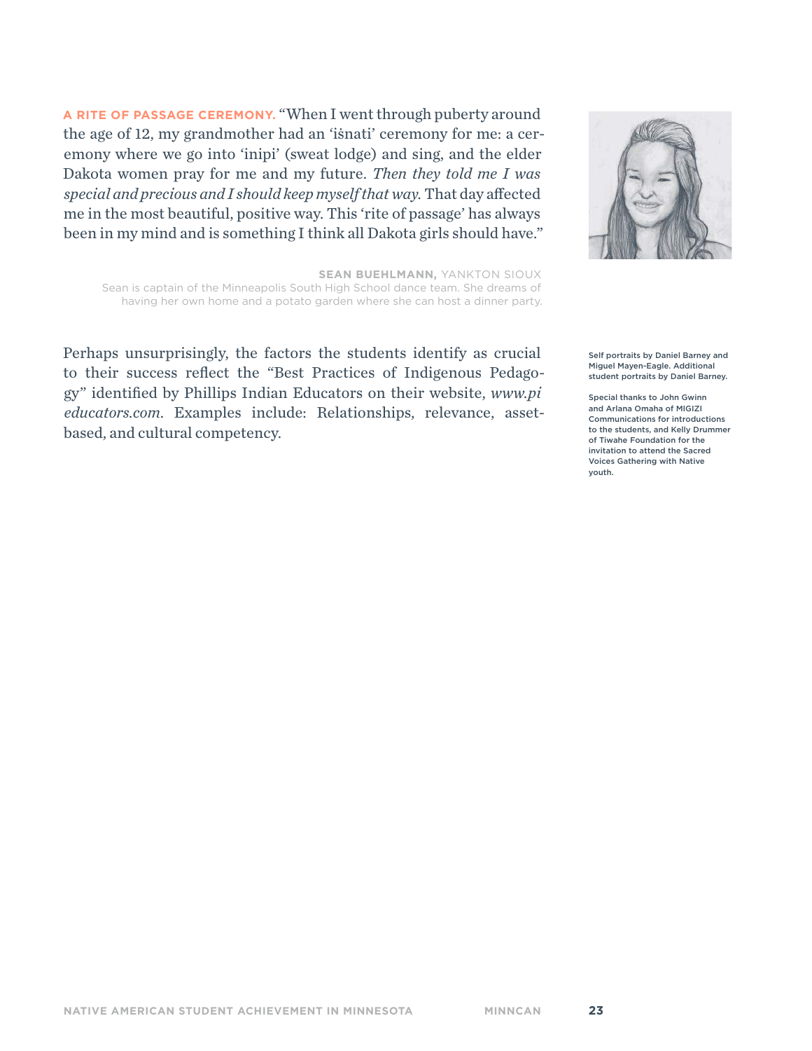**A RITE OF PASSAGE CEREMONY.** "When I went through puberty around the age of 12, my grandmother had an 'iśnati' ceremony for me: a ceremony where we go into 'inipi' (sweat lodge) and sing, and the elder Dakota women pray for me and my future. *Then they told me I was special and precious and I should keep myself that way.* That day affected me in the most beautiful, positive way. This 'rite of passage' has always been in my mind and is something I think all Dakota girls should have."

**SEAN BUEHLMANN,** YANKTON SIOUX
Sean is captain of the Minneapolis South High School dance team. She dreams of having her own home and a potato garden where she can host a dinner party.

Perhaps unsurprisingly, the factors the students identify as crucial to their success reflect the "Best Practices of Indigenous Pedagogy" identified by Phillips Indian Educators on their website, *www.pieducators.com*. Examples include: Relationships, relevance, asset-based, and cultural competency.

Self portraits by Daniel Barney and Miguel Mayen-Eagle. Additional student portraits by Daniel Barney.

Special thanks to John Gwinn and Arlana Omaha of MIGIZI Communications for introductions to the students, and Kelly Drummer of Tiwahe Foundation for the invitation to attend the Sacred Voices Gathering with Native youth.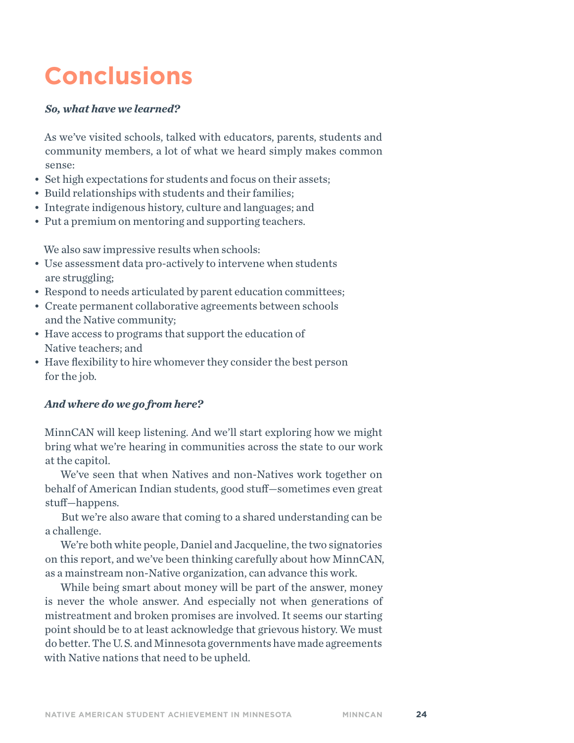# Conclusions

***So, what have we learned?***

As we've visited schools, talked with educators, parents, students and community members, a lot of what we heard simply makes common sense:

- Set high expectations for students and focus on their assets;
- Build relationships with students and their families;
- Integrate indigenous history, culture and languages; and
- Put a premium on mentoring and supporting teachers.

We also saw impressive results when schools:

- Use assessment data pro-actively to intervene when students are struggling;
- Respond to needs articulated by parent education committees;
- Create permanent collaborative agreements between schools and the Native community;
- Have access to programs that support the education of Native teachers; and
- Have flexibility to hire whomever they consider the best person for the job.

***And where do we go from here?***

MinnCAN will keep listening. And we'll start exploring how we might bring what we're hearing in communities across the state to our work at the capitol.

We've seen that when Natives and non-Natives work together on behalf of American Indian students, good stuff—sometimes even great stuff—happens.

But we're also aware that coming to a shared understanding can be a challenge.

We're both white people, Daniel and Jacqueline, the two signatories on this report, and we've been thinking carefully about how MinnCAN, as a mainstream non-Native organization, can advance this work.

While being smart about money will be part of the answer, money is never the whole answer. And especially not when generations of mistreatment and broken promises are involved. It seems our starting point should be to at least acknowledge that grievous history. We must do better. The U. S. and Minnesota governments have made agreements with Native nations that need to be upheld.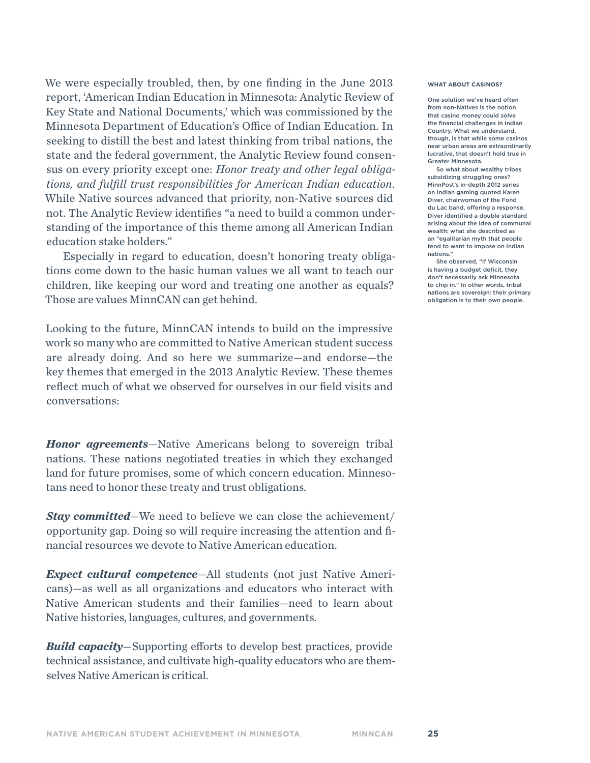We were especially troubled, then, by one finding in the June 2013 report, 'American Indian Education in Minnesota: Analytic Review of Key State and National Documents,' which was commissioned by the Minnesota Department of Education's Office of Indian Education. In seeking to distill the best and latest thinking from tribal nations, the state and the federal government, the Analytic Review found consensus on every priority except one: *Honor treaty and other legal obligations, and fulfill trust responsibilities for American Indian education*. While Native sources advanced that priority, non-Native sources did not. The Analytic Review identifies "a need to build a common understanding of the importance of this theme among all American Indian education stake holders."

Especially in regard to education, doesn't honoring treaty obligations come down to the basic human values we all want to teach our children, like keeping our word and treating one another as equals? Those are values MinnCAN can get behind.

Looking to the future, MinnCAN intends to build on the impressive work so many who are committed to Native American student success are already doing. And so here we summarize—and endorse—the key themes that emerged in the 2013 Analytic Review. These themes reflect much of what we observed for ourselves in our field visits and conversations:

***Honor agreements***—Native Americans belong to sovereign tribal nations. These nations negotiated treaties in which they exchanged land for future promises, some of which concern education. Minnesotans need to honor these treaty and trust obligations.

***Stay committed***—We need to believe we can close the achievement/opportunity gap. Doing so will require increasing the attention and financial resources we devote to Native American education.

***Expect cultural competence***—All students (not just Native Americans)—as well as all organizations and educators who interact with Native American students and their families—need to learn about Native histories, languages, cultures, and governments.

***Build capacity***—Supporting efforts to develop best practices, provide technical assistance, and cultivate high-quality educators who are themselves Native American is critical.

**WHAT ABOUT CASINOS?**

One solution we've heard often from non-Natives is the notion that casino money could solve the financial challenges in Indian Country. What we understand, though, is that while some casinos near urban areas are extraordinarily lucrative, that doesn't hold true in Greater Minnesota.

So what about wealthy tribes subsidizing struggling ones? MinnPost's in-depth 2012 series on Indian gaming quoted Karen Diver, chairwoman of the Fond du Lac band, offering a response. Diver identified a double standard arising about the idea of communal wealth: what she described as an "egalitarian myth that people tend to want to impose on Indian nations."

She observed, "If Wisconsin is having a budget deficit, they don't necessarily ask Minnesota to chip in." In other words, tribal nations are sovereign: their primary obligation is to their own people.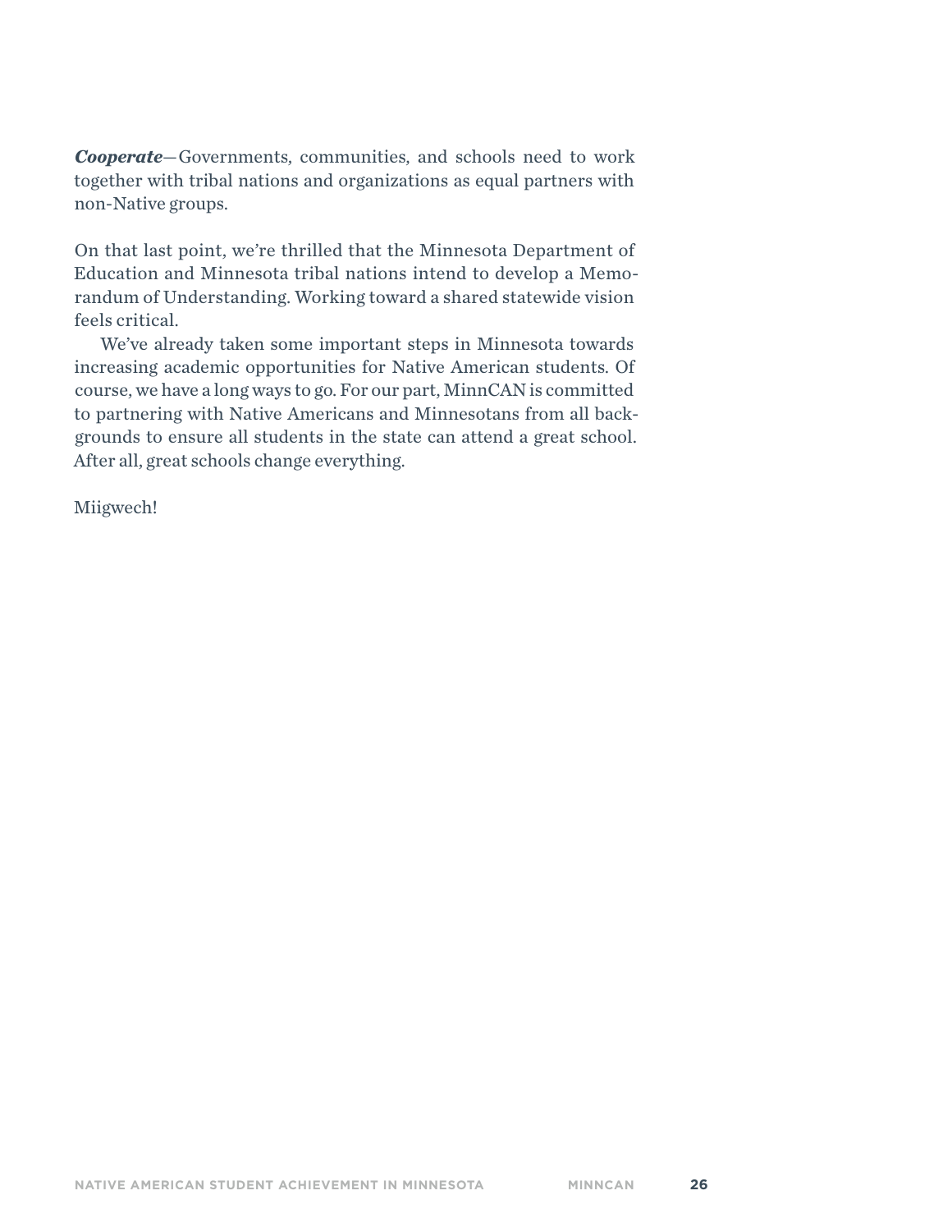***Cooperate***—Governments, communities, and schools need to work together with tribal nations and organizations as equal partners with non-Native groups.

On that last point, we're thrilled that the Minnesota Department of Education and Minnesota tribal nations intend to develop a Memorandum of Understanding. Working toward a shared statewide vision feels critical.

We've already taken some important steps in Minnesota towards increasing academic opportunities for Native American students. Of course, we have a long ways to go. For our part, MinnCAN is committed to partnering with Native Americans and Minnesotans from all backgrounds to ensure all students in the state can attend a great school. After all, great schools change everything.

Miigwech!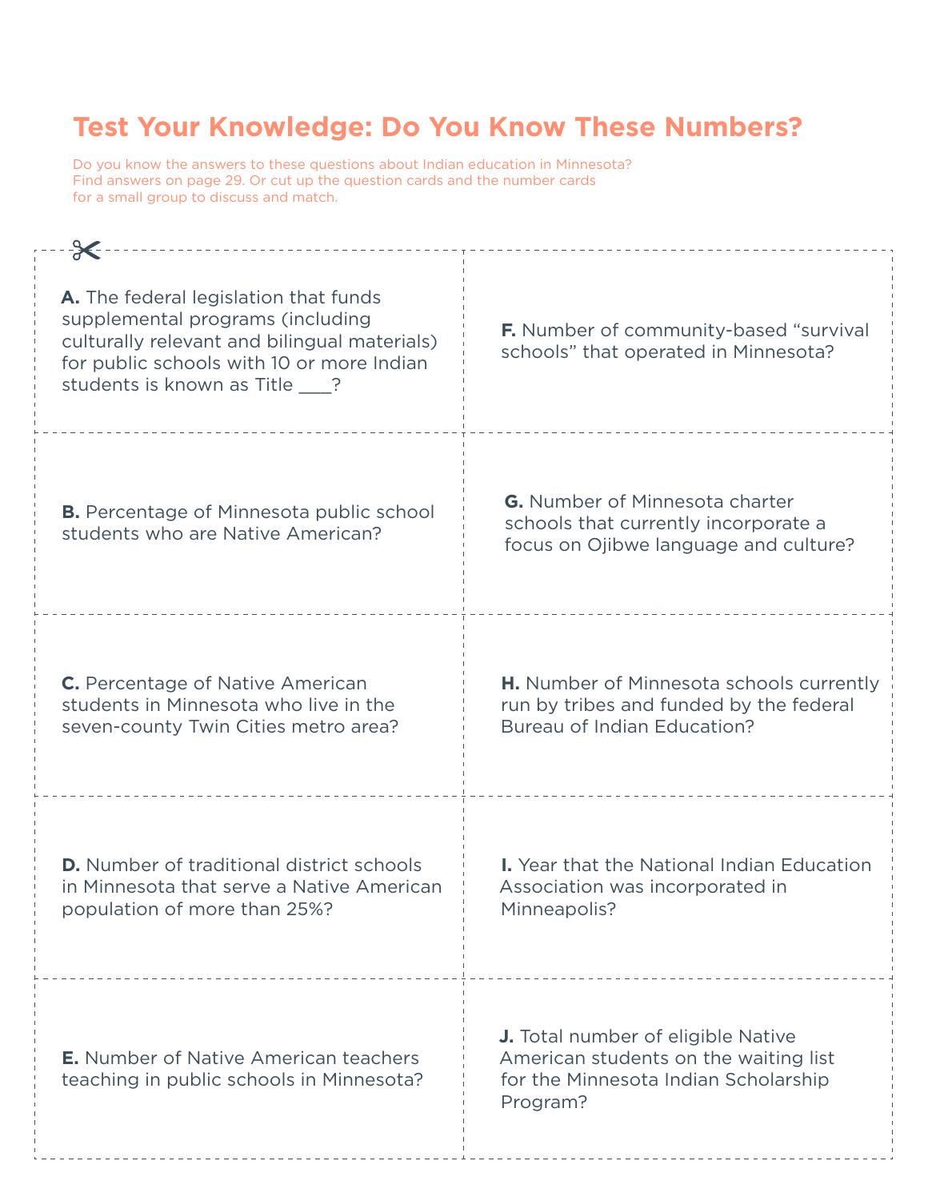# Test Your Knowledge: Do You Know These Numbers?

Do you know the answers to these questions about Indian education in Minnesota? Find answers on page 29. Or cut up the question cards and the number cards for a small group to discuss and match.

**A.** The federal legislation that funds supplemental programs (including culturally relevant and bilingual materials) for public schools with 10 or more Indian students is known as Title ___?

**B.** Percentage of Minnesota public school students who are Native American?

**C.** Percentage of Native American students in Minnesota who live in the seven-county Twin Cities metro area?

**D.** Number of traditional district schools in Minnesota that serve a Native American population of more than 25%?

**E.** Number of Native American teachers teaching in public schools in Minnesota?

**F.** Number of community-based “survival schools” that operated in Minnesota?

**G.** Number of Minnesota charter schools that currently incorporate a focus on Ojibwe language and culture?

**H.** Number of Minnesota schools currently run by tribes and funded by the federal Bureau of Indian Education?

**I.** Year that the National Indian Education Association was incorporated in Minneapolis?

**J.** Total number of eligible Native American students on the waiting list for the Minnesota Indian Scholarship Program?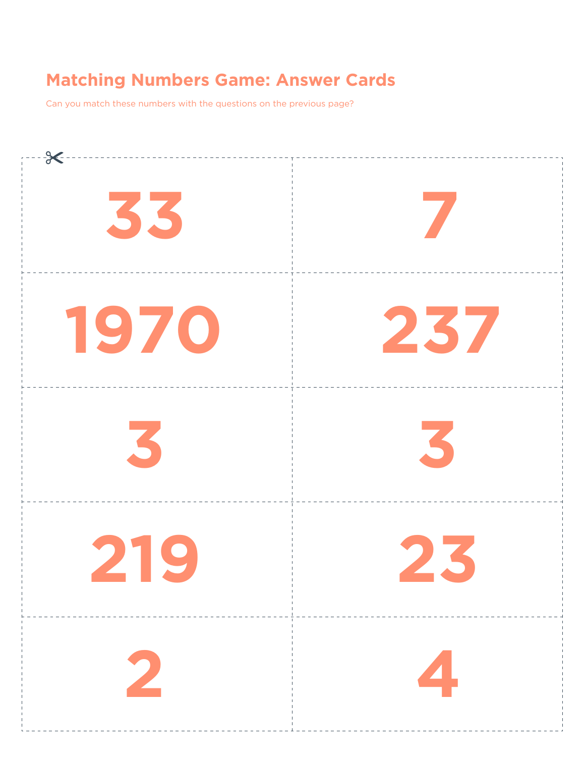## Matching Numbers Game: Answer Cards

Can you match these numbers with the questions on the previous page?

| | |
|---|---|
| 33 | 7 |
| 1970 | 237 |
| 3 | 3 |
| 219 | 23 |
| 2 | 4 |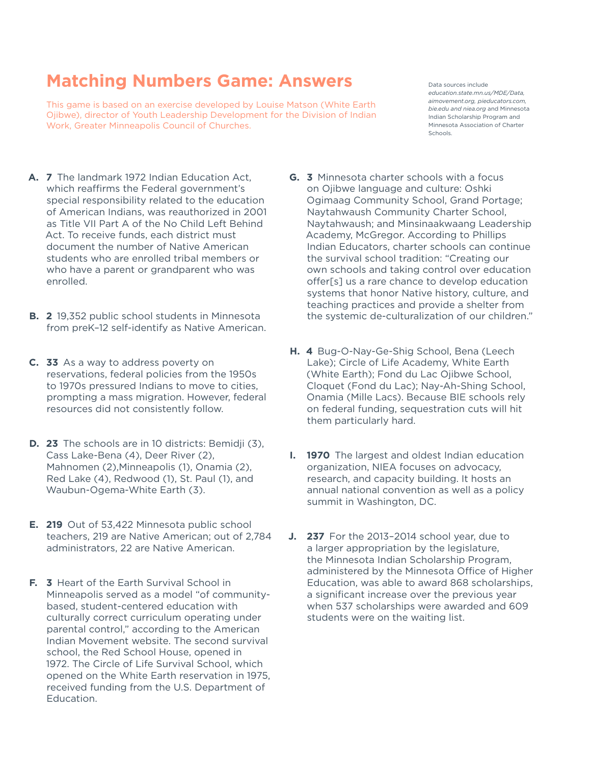# Matching Numbers Game: Answers

This game is based on an exercise developed by Louise Matson (White Earth Ojibwe), director of Youth Leadership Development for the Division of Indian Work, Greater Minneapolis Council of Churches.

Data sources include *education.state.mn.us/MDE/Data, aimovement.org, pieducators.com, bie.edu and niea.org* and Minnesota Indian Scholarship Program and Minnesota Association of Charter Schools.

**A. 7** The landmark 1972 Indian Education Act, which reaffirms the Federal government's special responsibility related to the education of American Indians, was reauthorized in 2001 as Title VII Part A of the No Child Left Behind Act. To receive funds, each district must document the number of Native American students who are enrolled tribal members or who have a parent or grandparent who was enrolled.

**B. 2** 19,352 public school students in Minnesota from preK–12 self-identify as Native American.

**C. 33** As a way to address poverty on reservations, federal policies from the 1950s to 1970s pressured Indians to move to cities, prompting a mass migration. However, federal resources did not consistently follow.

**D. 23** The schools are in 10 districts: Bemidji (3), Cass Lake-Bena (4), Deer River (2), Mahnomen (2),Minneapolis (1), Onamia (2), Red Lake (4), Redwood (1), St. Paul (1), and Waubun-Ogema-White Earth (3).

**E. 219** Out of 53,422 Minnesota public school teachers, 219 are Native American; out of 2,784 administrators, 22 are Native American.

**F. 3** Heart of the Earth Survival School in Minneapolis served as a model "of community-based, student-centered education with culturally correct curriculum operating under parental control," according to the American Indian Movement website. The second survival school, the Red School House, opened in 1972. The Circle of Life Survival School, which opened on the White Earth reservation in 1975, received funding from the U.S. Department of Education.

**G. 3** Minnesota charter schools with a focus on Ojibwe language and culture: Oshki Ogimaag Community School, Grand Portage; Naytahwaush Community Charter School, Naytahwaush; and Minsinaakwaang Leadership Academy, McGregor. According to Phillips Indian Educators, charter schools can continue the survival school tradition: "Creating our own schools and taking control over education offer[s] us a rare chance to develop education systems that honor Native history, culture, and teaching practices and provide a shelter from the systemic de-culturalization of our children."

**H. 4** Bug-O-Nay-Ge-Shig School, Bena (Leech Lake); Circle of Life Academy, White Earth (White Earth); Fond du Lac Ojibwe School, Cloquet (Fond du Lac); Nay-Ah-Shing School, Onamia (Mille Lacs). Because BIE schools rely on federal funding, sequestration cuts will hit them particularly hard.

**I. 1970** The largest and oldest Indian education organization, NIEA focuses on advocacy, research, and capacity building. It hosts an annual national convention as well as a policy summit in Washington, DC.

**J. 237** For the 2013–2014 school year, due to a larger appropriation by the legislature, the Minnesota Indian Scholarship Program, administered by the Minnesota Office of Higher Education, was able to award 868 scholarships, a significant increase over the previous year when 537 scholarships were awarded and 609 students were on the waiting list.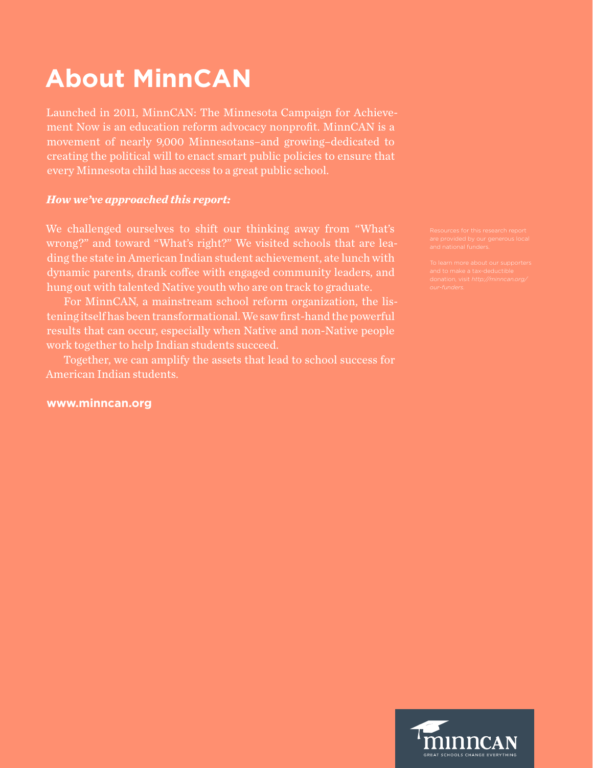# About MinnCAN

Launched in 2011, MinnCAN: The Minnesota Campaign for Achievement Now is an education reform advocacy nonprofit. MinnCAN is a movement of nearly 9,000 Minnesotans–and growing–dedicated to creating the political will to enact smart public policies to ensure that every Minnesota child has access to a great public school.

***How we've approached this report:***

We challenged ourselves to shift our thinking away from "What's wrong?" and toward "What's right?" We visited schools that are leading the state in American Indian student achievement, ate lunch with dynamic parents, drank coffee with engaged community leaders, and hung out with talented Native youth who are on track to graduate.

For MinnCAN, a mainstream school reform organization, the listening itself has been transformational. We saw first-hand the powerful results that can occur, especially when Native and non-Native people work together to help Indian students succeed.

Together, we can amplify the assets that lead to school success for American Indian students.

**www.minncan.org**

Resources for this research report are provided by our generous local and national funders.

To learn more about our supporters and to make a tax-deductible donation, visit *http://minncan.org/our-funders.*

minnCAN

GREAT SCHOOLS CHANGE EVERYTHING